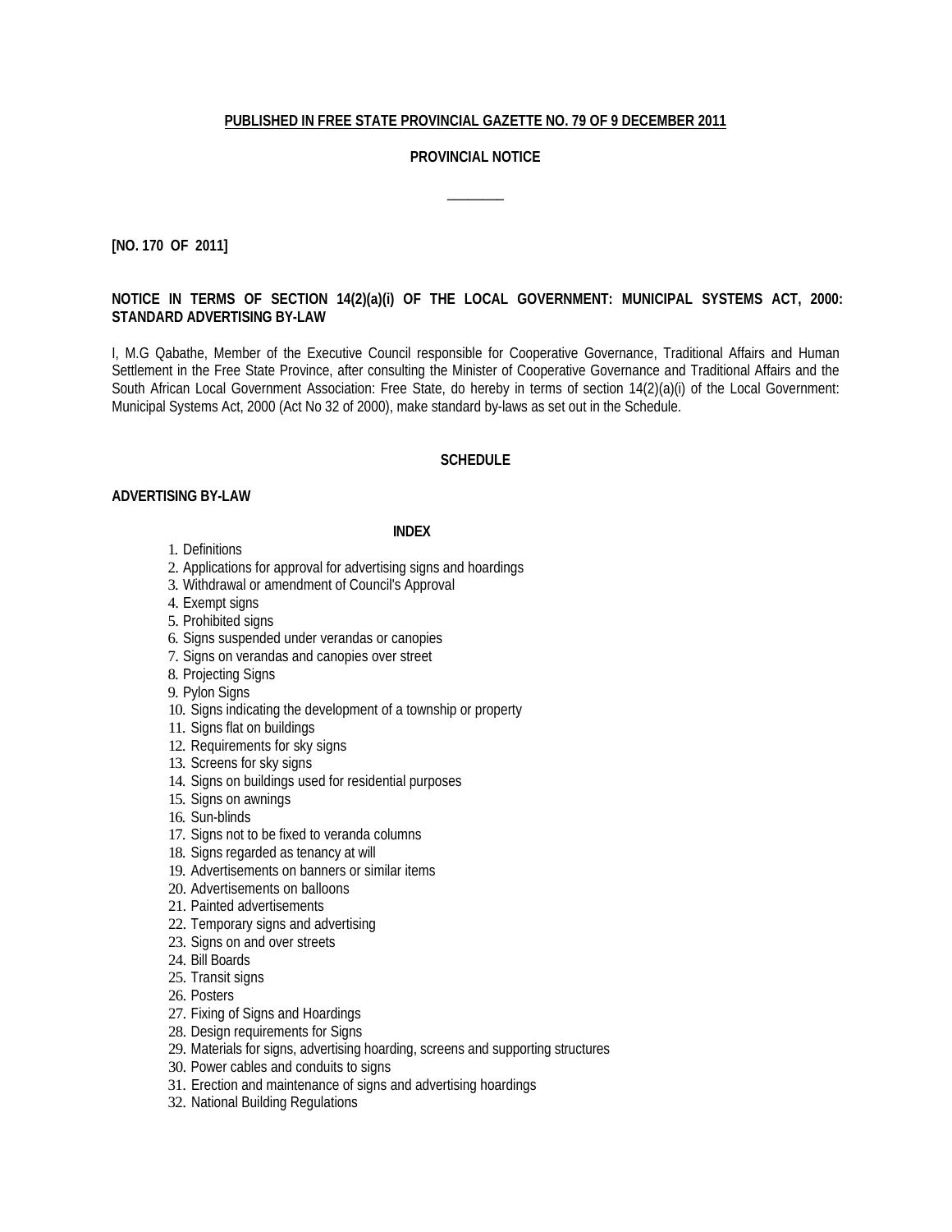**<u>PUBLISHED IN FREE STATE PROVINCIAL GAZETTE NO. 79 OF 9 DECEMBER 2011</u>**

**PROVINCIAL NOTICE**

________

**[NO. 170 OF 2011]**

**NOTICE IN TERMS OF SECTION 14(2)(a)(i) OF THE LOCAL GOVERNMENT: MUNICIPAL SYSTEMS ACT, 2000: STANDARD ADVERTISING BY-LAW**

I, M.G Qabathe, Member of the Executive Council responsible for Cooperative Governance, Traditional Affairs and Human Settlement in the Free State Province, after consulting the Minister of Cooperative Governance and Traditional Affairs and the South African Local Government Association: Free State, do hereby in terms of section 14(2)(a)(i) of the Local Government: Municipal Systems Act, 2000 (Act No 32 of 2000), make standard by-laws as set out in the Schedule.

**SCHEDULE**

**ADVERTISING BY-LAW**

**INDEX**

1. Definitions
2. Applications for approval for advertising signs and hoardings
3. Withdrawal or amendment of Council's Approval
4. Exempt signs
5. Prohibited signs
6. Signs suspended under verandas or canopies
7. Signs on verandas and canopies over street
8. Projecting Signs
9. Pylon Signs
10. Signs indicating the development of a township or property
11. Signs flat on buildings
12. Requirements for sky signs
13. Screens for sky signs
14. Signs on buildings used for residential purposes
15. Signs on awnings
16. Sun-blinds
17. Signs not to be fixed to veranda columns
18. Signs regarded as tenancy at will
19. Advertisements on banners or similar items
20. Advertisements on balloons
21. Painted advertisements
22. Temporary signs and advertising
23. Signs on and over streets
24. Bill Boards
25. Transit signs
26. Posters
27. Fixing of Signs and Hoardings
28. Design requirements for Signs
29. Materials for signs, advertising hoarding, screens and supporting structures
30. Power cables and conduits to signs
31. Erection and maintenance of signs and advertising hoardings
32. National Building Regulations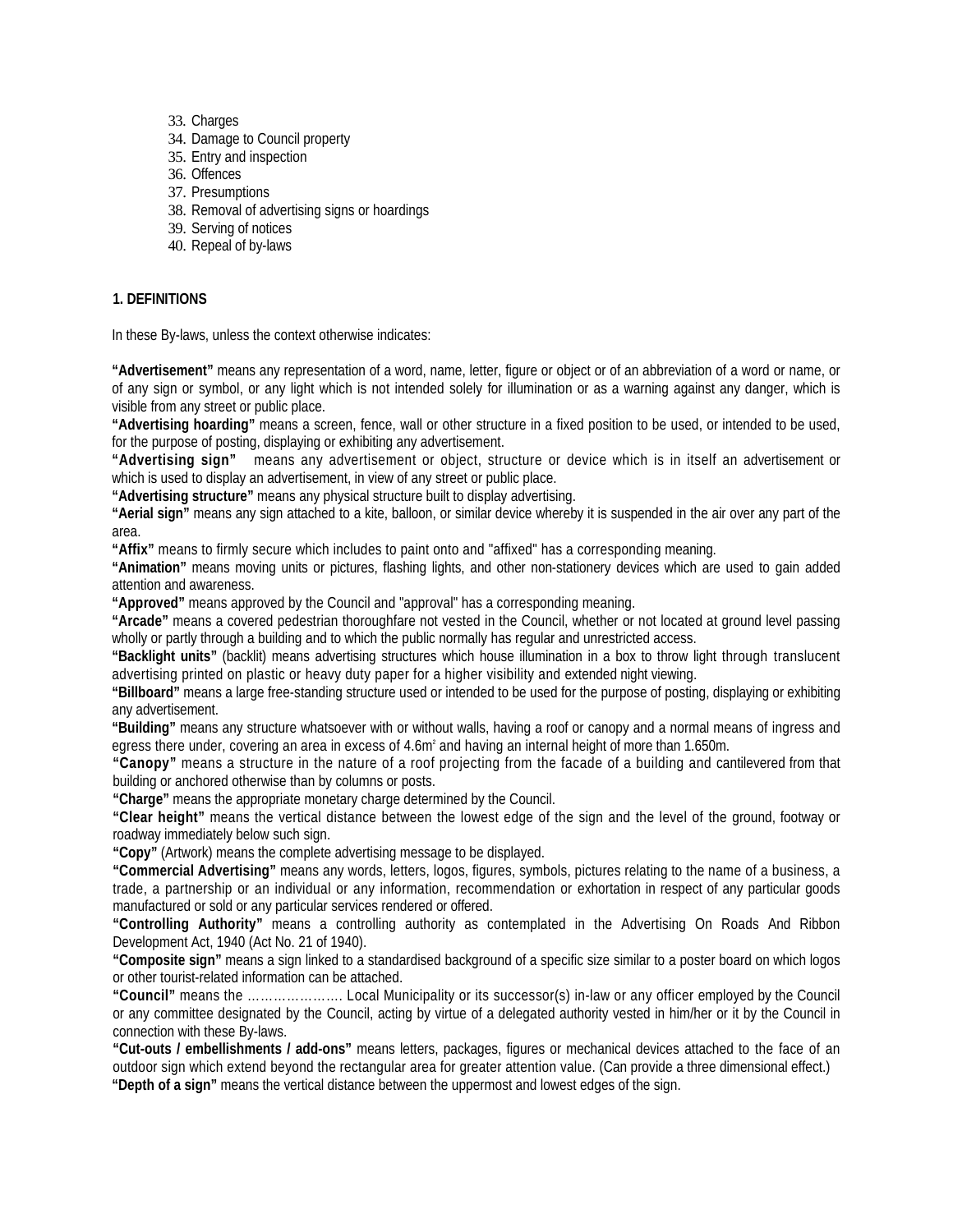33. Charges
34. Damage to Council property
35. Entry and inspection
36. Offences
37. Presumptions
38. Removal of advertising signs or hoardings
39. Serving of notices
40. Repeal of by-laws

**1. DEFINITIONS**

In these By-laws, unless the context otherwise indicates:

**"Advertisement"** means any representation of a word, name, letter, figure or object or of an abbreviation of a word or name, or of any sign or symbol, or any light which is not intended solely for illumination or as a warning against any danger, which is visible from any street or public place.

**"Advertising hoarding"** means a screen, fence, wall or other structure in a fixed position to be used, or intended to be used, for the purpose of posting, displaying or exhibiting any advertisement.

**"Advertising sign"** means any advertisement or object, structure or device which is in itself an advertisement or which is used to display an advertisement, in view of any street or public place.

**"Advertising structure"** means any physical structure built to display advertising.

**"Aerial sign"** means any sign attached to a kite, balloon, or similar device whereby it is suspended in the air over any part of the area.

**"Affix"** means to firmly secure which includes to paint onto and "affixed" has a corresponding meaning.

**"Animation"** means moving units or pictures, flashing lights, and other non-stationery devices which are used to gain added attention and awareness.

**"Approved"** means approved by the Council and "approval" has a corresponding meaning.

**"Arcade"** means a covered pedestrian thoroughfare not vested in the Council, whether or not located at ground level passing wholly or partly through a building and to which the public normally has regular and unrestricted access.

**"Backlight units"** (backlit) means advertising structures which house illumination in a box to throw light through translucent advertising printed on plastic or heavy duty paper for a higher visibility and extended night viewing.

**"Billboard"** means a large free-standing structure used or intended to be used for the purpose of posting, displaying or exhibiting any advertisement.

**"Building"** means any structure whatsoever with or without walls, having a roof or canopy and a normal means of ingress and egress there under, covering an area in excess of 4.6m$^2$ and having an internal height of more than 1.650m.

**"Canopy"** means a structure in the nature of a roof projecting from the facade of a building and cantilevered from that building or anchored otherwise than by columns or posts.

**"Charge"** means the appropriate monetary charge determined by the Council.

**"Clear height"** means the vertical distance between the lowest edge of the sign and the level of the ground, footway or roadway immediately below such sign.

**"Copy"** (Artwork) means the complete advertising message to be displayed.

**"Commercial Advertising"** means any words, letters, logos, figures, symbols, pictures relating to the name of a business, a trade, a partnership or an individual or any information, recommendation or exhortation in respect of any particular goods manufactured or sold or any particular services rendered or offered.

**"Controlling Authority"** means a controlling authority as contemplated in the Advertising On Roads And Ribbon Development Act, 1940 (Act No. 21 of 1940).

**"Composite sign"** means a sign linked to a standardised background of a specific size similar to a poster board on which logos or other tourist-related information can be attached.

**"Council"** means the …………………. Local Municipality or its successor(s) in-law or any officer employed by the Council or any committee designated by the Council, acting by virtue of a delegated authority vested in him/her or it by the Council in connection with these By-laws.

**"Cut-outs / embellishments / add-ons"** means letters, packages, figures or mechanical devices attached to the face of an outdoor sign which extend beyond the rectangular area for greater attention value. (Can provide a three dimensional effect.)

**"Depth of a sign"** means the vertical distance between the uppermost and lowest edges of the sign.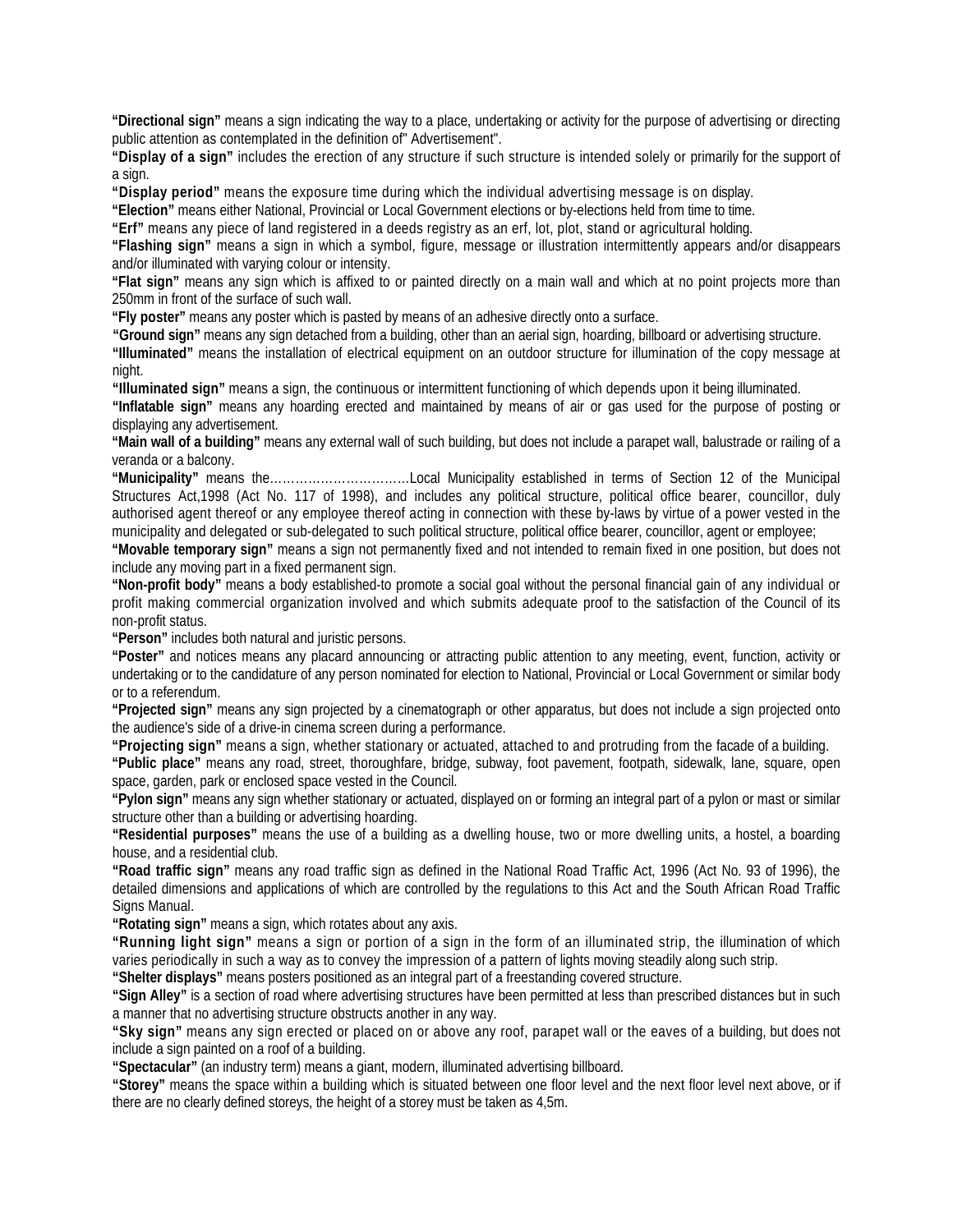**"Directional sign"** means a sign indicating the way to a place, undertaking or activity for the purpose of advertising or directing public attention as contemplated in the definition of" Advertisement".

**"Display of a sign"** includes the erection of any structure if such structure is intended solely or primarily for the support of a sign.

**"Display period"** means the exposure time during which the individual advertising message is on display.

**"Election"** means either National, Provincial or Local Government elections or by-elections held from time to time.

**"Erf"** means any piece of land registered in a deeds registry as an erf, lot, plot, stand or agricultural holding.

**"Flashing sign"** means a sign in which a symbol, figure, message or illustration intermittently appears and/or disappears and/or illuminated with varying colour or intensity.

**"Flat sign"** means any sign which is affixed to or painted directly on a main wall and which at no point projects more than 250mm in front of the surface of such wall.

**"Fly poster"** means any poster which is pasted by means of an adhesive directly onto a surface.

**"Ground sign"** means any sign detached from a building, other than an aerial sign, hoarding, billboard or advertising structure.

**"Illuminated"** means the installation of electrical equipment on an outdoor structure for illumination of the copy message at night.

**"Illuminated sign"** means a sign, the continuous or intermittent functioning of which depends upon it being illuminated.

**"Inflatable sign"** means any hoarding erected and maintained by means of air or gas used for the purpose of posting or displaying any advertisement.

**"Main wall of a building"** means any external wall of such building, but does not include a parapet wall, balustrade or railing of a veranda or a balcony.

**"Municipality"** means the……………………………Local Municipality established in terms of Section 12 of the Municipal Structures Act,1998 (Act No. 117 of 1998), and includes any political structure, political office bearer, councillor, duly authorised agent thereof or any employee thereof acting in connection with these by-laws by virtue of a power vested in the municipality and delegated or sub-delegated to such political structure, political office bearer, councillor, agent or employee;

**"Movable temporary sign"** means a sign not permanently fixed and not intended to remain fixed in one position, but does not include any moving part in a fixed permanent sign.

**"Non-profit body"** means a body established-to promote a social goal without the personal financial gain of any individual or profit making commercial organization involved and which submits adequate proof to the satisfaction of the Council of its non-profit status.

**"Person"** includes both natural and juristic persons.

**"Poster"** and notices means any placard announcing or attracting public attention to any meeting, event, function, activity or undertaking or to the candidature of any person nominated for election to National, Provincial or Local Government or similar body or to a referendum.

**"Projected sign"** means any sign projected by a cinematograph or other apparatus, but does not include a sign projected onto the audience's side of a drive-in cinema screen during a performance.

**"Projecting sign"** means a sign, whether stationary or actuated, attached to and protruding from the facade of a building.

**"Public place"** means any road, street, thoroughfare, bridge, subway, foot pavement, footpath, sidewalk, lane, square, open space, garden, park or enclosed space vested in the Council.

**"Pylon sign"** means any sign whether stationary or actuated, displayed on or forming an integral part of a pylon or mast or similar structure other than a building or advertising hoarding.

**"Residential purposes"** means the use of a building as a dwelling house, two or more dwelling units, a hostel, a boarding house, and a residential club.

**"Road traffic sign"** means any road traffic sign as defined in the National Road Traffic Act, 1996 (Act No. 93 of 1996), the detailed dimensions and applications of which are controlled by the regulations to this Act and the South African Road Traffic Signs Manual.

**"Rotating sign"** means a sign, which rotates about any axis.

**"Running light sign"** means a sign or portion of a sign in the form of an illuminated strip, the illumination of which varies periodically in such a way as to convey the impression of a pattern of lights moving steadily along such strip.

**"Shelter displays"** means posters positioned as an integral part of a freestanding covered structure.

**"Sign Alley"** is a section of road where advertising structures have been permitted at less than prescribed distances but in such a manner that no advertising structure obstructs another in any way.

**"Sky sign"** means any sign erected or placed on or above any roof, parapet wall or the eaves of a building, but does not include a sign painted on a roof of a building.

**"Spectacular"** (an industry term) means a giant, modern, illuminated advertising billboard.

**"Storey"** means the space within a building which is situated between one floor level and the next floor level next above, or if there are no clearly defined storeys, the height of a storey must be taken as 4,5m.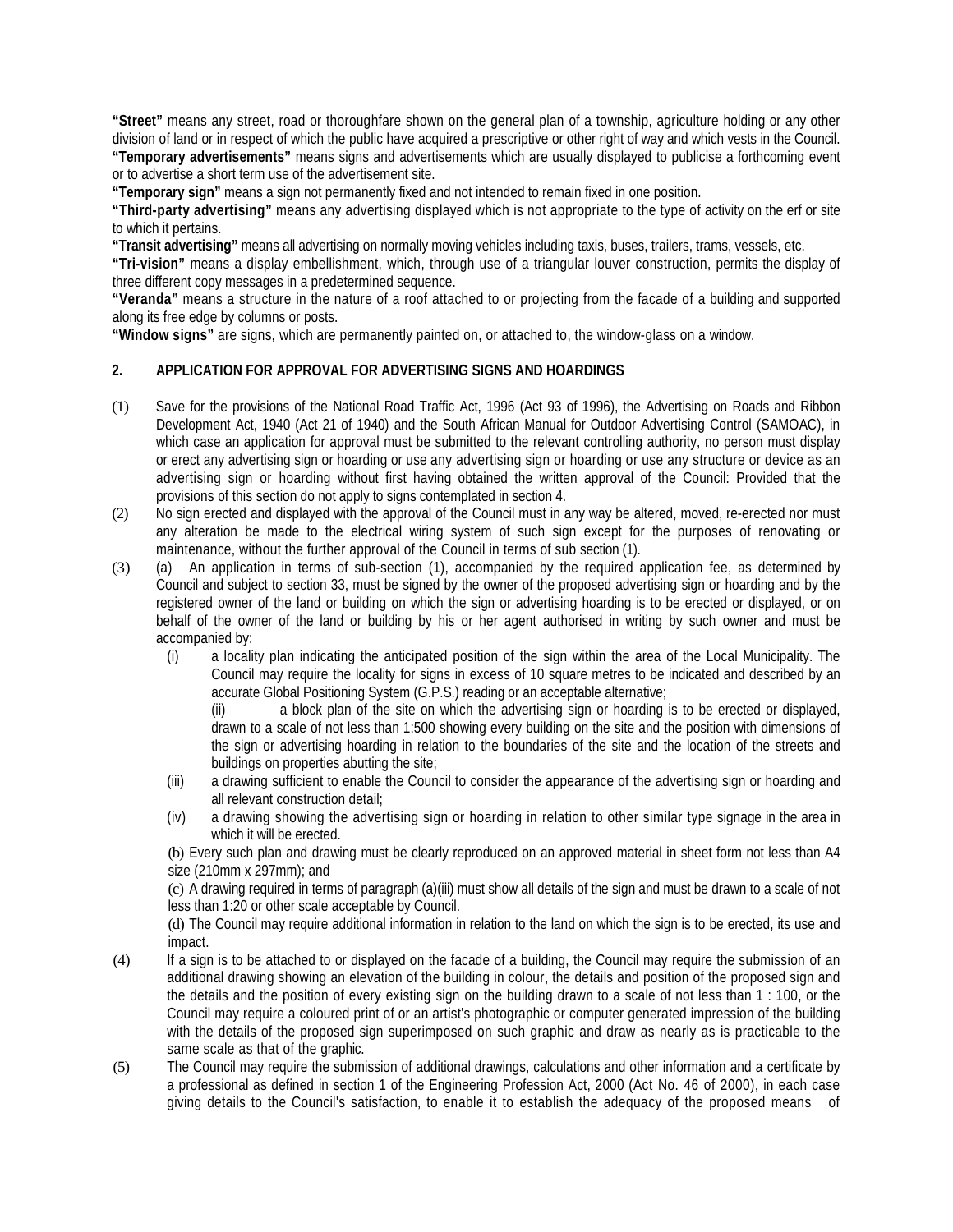**"Street"** means any street, road or thoroughfare shown on the general plan of a township, agriculture holding or any other division of land or in respect of which the public have acquired a prescriptive or other right of way and which vests in the Council.
**"Temporary advertisements"** means signs and advertisements which are usually displayed to publicise a forthcoming event or to advertise a short term use of the advertisement site.
**"Temporary sign"** means a sign not permanently fixed and not intended to remain fixed in one position.
**"Third-party advertising"** means any advertising displayed which is not appropriate to the type of activity on the erf or site to which it pertains.
**"Transit advertising"** means all advertising on normally moving vehicles including taxis, buses, trailers, trams, vessels, etc.
**"Tri-vision"** means a display embellishment, which, through use of a triangular louver construction, permits the display of three different copy messages in a predetermined sequence.
**"Veranda"** means a structure in the nature of a roof attached to or projecting from the facade of a building and supported along its free edge by columns or posts.
**"Window signs"** are signs, which are permanently painted on, or attached to, the window-glass on a window.

## 2. APPLICATION FOR APPROVAL FOR ADVERTISING SIGNS AND HOARDINGS

(1) Save for the provisions of the National Road Traffic Act, 1996 (Act 93 of 1996), the Advertising on Roads and Ribbon Development Act, 1940 (Act 21 of 1940) and the South African Manual for Outdoor Advertising Control (SAMOAC), in which case an application for approval must be submitted to the relevant controlling authority, no person must display or erect any advertising sign or hoarding or use any advertising sign or hoarding or use any structure or device as an advertising sign or hoarding without first having obtained the written approval of the Council: Provided that the provisions of this section do not apply to signs contemplated in section 4.

(2) No sign erected and displayed with the approval of the Council must in any way be altered, moved, re-erected nor must any alteration be made to the electrical wiring system of such sign except for the purposes of renovating or maintenance, without the further approval of the Council in terms of sub section (1).

(3) (a) An application in terms of sub-section (1), accompanied by the required application fee, as determined by Council and subject to section 33, must be signed by the owner of the proposed advertising sign or hoarding and by the registered owner of the land or building on which the sign or advertising hoarding is to be erected or displayed, or on behalf of the owner of the land or building by his or her agent authorised in writing by such owner and must be accompanied by:

(i) a locality plan indicating the anticipated position of the sign within the area of the Local Municipality. The Council may require the locality for signs in excess of 10 square metres to be indicated and described by an accurate Global Positioning System (G.P.S.) reading or an acceptable alternative;

(ii) a block plan of the site on which the advertising sign or hoarding is to be erected or displayed, drawn to a scale of not less than 1:500 showing every building on the site and the position with dimensions of the sign or advertising hoarding in relation to the boundaries of the site and the location of the streets and buildings on properties abutting the site;

(iii) a drawing sufficient to enable the Council to consider the appearance of the advertising sign or hoarding and all relevant construction detail;

(iv) a drawing showing the advertising sign or hoarding in relation to other similar type signage in the area in which it will be erected.

(b) Every such plan and drawing must be clearly reproduced on an approved material in sheet form not less than A4 size (210mm x 297mm); and

(c) A drawing required in terms of paragraph (a)(iii) must show all details of the sign and must be drawn to a scale of not less than 1:20 or other scale acceptable by Council.

(d) The Council may require additional information in relation to the land on which the sign is to be erected, its use and impact.

(4) If a sign is to be attached to or displayed on the facade of a building, the Council may require the submission of an additional drawing showing an elevation of the building in colour, the details and position of the proposed sign and the details and the position of every existing sign on the building drawn to a scale of not less than 1 : 100, or the Council may require a coloured print of or an artist's photographic or computer generated impression of the building with the details of the proposed sign superimposed on such graphic and draw as nearly as is practicable to the same scale as that of the graphic.

(5) The Council may require the submission of additional drawings, calculations and other information and a certificate by a professional as defined in section 1 of the Engineering Profession Act, 2000 (Act No. 46 of 2000), in each case giving details to the Council's satisfaction, to enable it to establish the adequacy of the proposed means of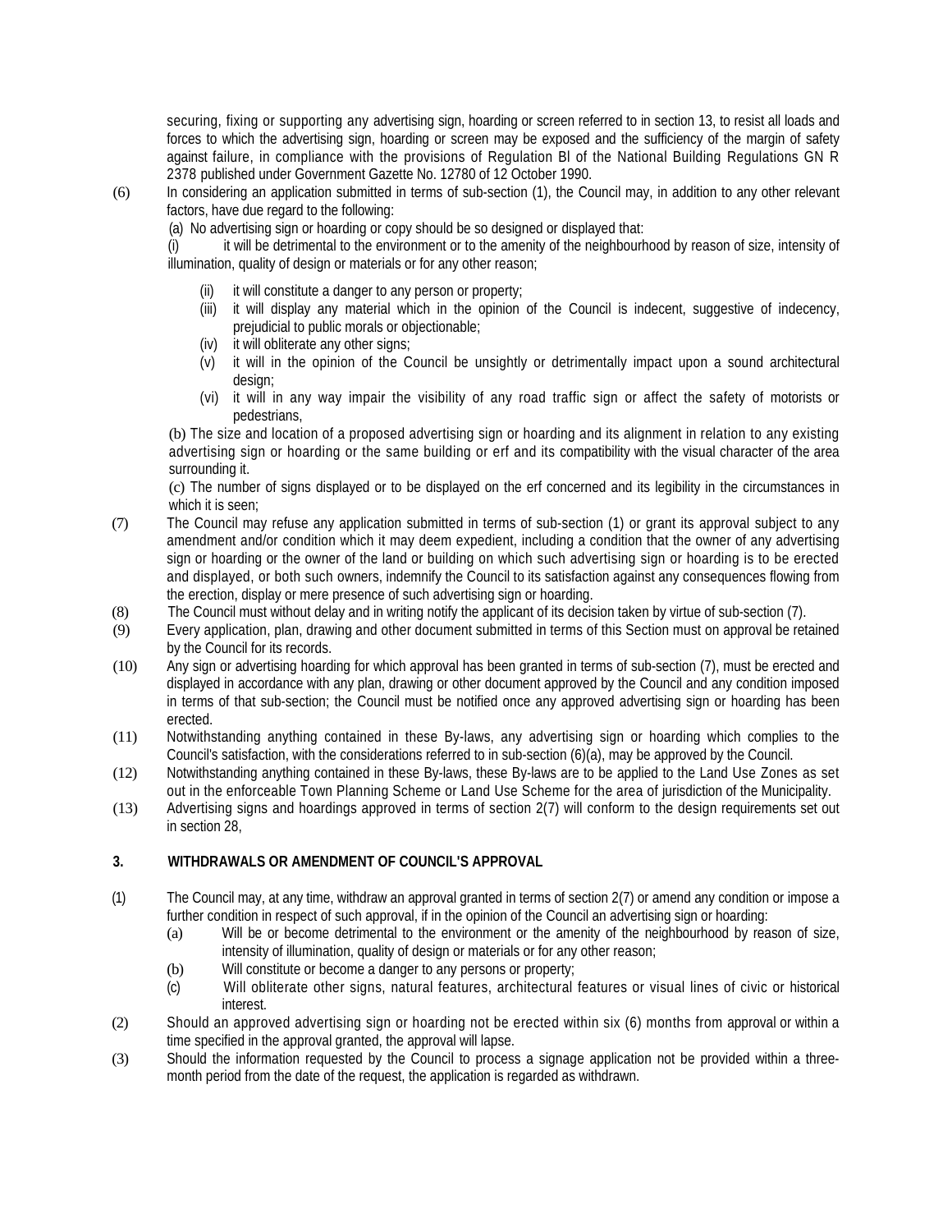securing, fixing or supporting any advertising sign, hoarding or screen referred to in section 13, to resist all loads and forces to which the advertising sign, hoarding or screen may be exposed and the sufficiency of the margin of safety against failure, in compliance with the provisions of Regulation Bl of the National Building Regulations GN R 2378 published under Government Gazette No. 12780 of 12 October 1990.

(6) In considering an application submitted in terms of sub-section (1), the Council may, in addition to any other relevant factors, have due regard to the following:

(a) No advertising sign or hoarding or copy should be so designed or displayed that:

(i) it will be detrimental to the environment or to the amenity of the neighbourhood by reason of size, intensity of illumination, quality of design or materials or for any other reason;

(ii) it will constitute a danger to any person or property;

(iii) it will display any material which in the opinion of the Council is indecent, suggestive of indecency, prejudicial to public morals or objectionable;

(iv) it will obliterate any other signs;

(v) it will in the opinion of the Council be unsightly or detrimentally impact upon a sound architectural design;

(vi) it will in any way impair the visibility of any road traffic sign or affect the safety of motorists or pedestrians,

(b) The size and location of a proposed advertising sign or hoarding and its alignment in relation to any existing advertising sign or hoarding or the same building or erf and its compatibility with the visual character of the area surrounding it.

(c) The number of signs displayed or to be displayed on the erf concerned and its legibility in the circumstances in which it is seen;

(7) The Council may refuse any application submitted in terms of sub-section (1) or grant its approval subject to any amendment and/or condition which it may deem expedient, including a condition that the owner of any advertising sign or hoarding or the owner of the land or building on which such advertising sign or hoarding is to be erected and displayed, or both such owners, indemnify the Council to its satisfaction against any consequences flowing from the erection, display or mere presence of such advertising sign or hoarding.

(8) The Council must without delay and in writing notify the applicant of its decision taken by virtue of sub-section (7).

(9) Every application, plan, drawing and other document submitted in terms of this Section must on approval be retained by the Council for its records.

(10) Any sign or advertising hoarding for which approval has been granted in terms of sub-section (7), must be erected and displayed in accordance with any plan, drawing or other document approved by the Council and any condition imposed in terms of that sub-section; the Council must be notified once any approved advertising sign or hoarding has been erected.

(11) Notwithstanding anything contained in these By-laws, any advertising sign or hoarding which complies to the Council's satisfaction, with the considerations referred to in sub-section (6)(a), may be approved by the Council.

(12) Notwithstanding anything contained in these By-laws, these By-laws are to be applied to the Land Use Zones as set out in the enforceable Town Planning Scheme or Land Use Scheme for the area of jurisdiction of the Municipality.

(13) Advertising signs and hoardings approved in terms of section 2(7) will conform to the design requirements set out in section 28,

## 3. WITHDRAWALS OR AMENDMENT OF COUNCIL'S APPROVAL

(1) The Council may, at any time, withdraw an approval granted in terms of section 2(7) or amend any condition or impose a further condition in respect of such approval, if in the opinion of the Council an advertising sign or hoarding:

(a) Will be or become detrimental to the environment or the amenity of the neighbourhood by reason of size, intensity of illumination, quality of design or materials or for any other reason;

(b) Will constitute or become a danger to any persons or property;

(c) Will obliterate other signs, natural features, architectural features or visual lines of civic or historical interest.

(2) Should an approved advertising sign or hoarding not be erected within six (6) months from approval or within a time specified in the approval granted, the approval will lapse.

(3) Should the information requested by the Council to process a signage application not be provided within a three-month period from the date of the request, the application is regarded as withdrawn.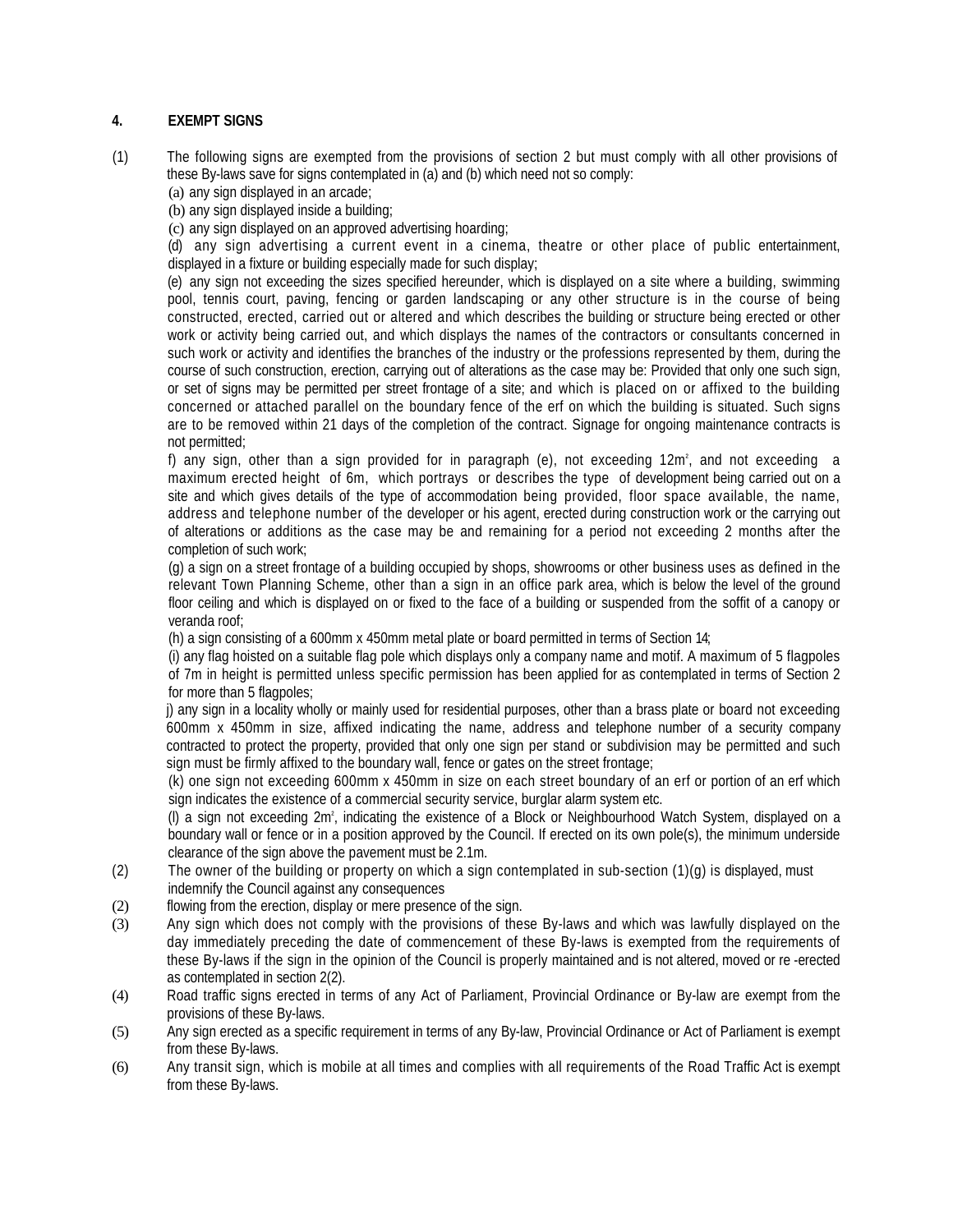## 4. EXEMPT SIGNS

(1) The following signs are exempted from the provisions of section 2 but must comply with all other provisions of these By-laws save for signs contemplated in (a) and (b) which need not so comply:

(a) any sign displayed in an arcade;

(b) any sign displayed inside a building;

(c) any sign displayed on an approved advertising hoarding;

(d) any sign advertising a current event in a cinema, theatre or other place of public entertainment, displayed in a fixture or building especially made for such display;

(e) any sign not exceeding the sizes specified hereunder, which is displayed on a site where a building, swimming pool, tennis court, paving, fencing or garden landscaping or any other structure is in the course of being constructed, erected, carried out or altered and which describes the building or structure being erected or other work or activity being carried out, and which displays the names of the contractors or consultants concerned in such work or activity and identifies the branches of the industry or the professions represented by them, during the course of such construction, erection, carrying out of alterations as the case may be: Provided that only one such sign, or set of signs may be permitted per street frontage of a site; and which is placed on or affixed to the building concerned or attached parallel on the boundary fence of the erf on which the building is situated. Such signs are to be removed within 21 days of the completion of the contract. Signage for ongoing maintenance contracts is not permitted;

f) any sign, other than a sign provided for in paragraph (e), not exceeding 12m², and not exceeding a maximum erected height of 6m, which portrays or describes the type of development being carried out on a site and which gives details of the type of accommodation being provided, floor space available, the name, address and telephone number of the developer or his agent, erected during construction work or the carrying out of alterations or additions as the case may be and remaining for a period not exceeding 2 months after the completion of such work;

(g) a sign on a street frontage of a building occupied by shops, showrooms or other business uses as defined in the relevant Town Planning Scheme, other than a sign in an office park area, which is below the level of the ground floor ceiling and which is displayed on or fixed to the face of a building or suspended from the soffit of a canopy or veranda roof;

(h) a sign consisting of a 600mm x 450mm metal plate or board permitted in terms of Section 14;

(i) any flag hoisted on a suitable flag pole which displays only a company name and motif. A maximum of 5 flagpoles of 7m in height is permitted unless specific permission has been applied for as contemplated in terms of Section 2 for more than 5 flagpoles;

j) any sign in a locality wholly or mainly used for residential purposes, other than a brass plate or board not exceeding 600mm x 450mm in size, affixed indicating the name, address and telephone number of a security company contracted to protect the property, provided that only one sign per stand or subdivision may be permitted and such sign must be firmly affixed to the boundary wall, fence or gates on the street frontage;

(k) one sign not exceeding 600mm x 450mm in size on each street boundary of an erf or portion of an erf which sign indicates the existence of a commercial security service, burglar alarm system etc.

(l) a sign not exceeding 2m², indicating the existence of a Block or Neighbourhood Watch System, displayed on a boundary wall or fence or in a position approved by the Council. If erected on its own pole(s), the minimum underside clearance of the sign above the pavement must be 2.1m.

(2) The owner of the building or property on which a sign contemplated in sub-section (1)(g) is displayed, must indemnify the Council against any consequences

(2) flowing from the erection, display or mere presence of the sign.

(3) Any sign which does not comply with the provisions of these By-laws and which was lawfully displayed on the day immediately preceding the date of commencement of these By-laws is exempted from the requirements of these By-laws if the sign in the opinion of the Council is properly maintained and is not altered, moved or re -erected as contemplated in section 2(2).

(4) Road traffic signs erected in terms of any Act of Parliament, Provincial Ordinance or By-law are exempt from the provisions of these By-laws.

(5) Any sign erected as a specific requirement in terms of any By-law, Provincial Ordinance or Act of Parliament is exempt from these By-laws.

(6) Any transit sign, which is mobile at all times and complies with all requirements of the Road Traffic Act is exempt from these By-laws.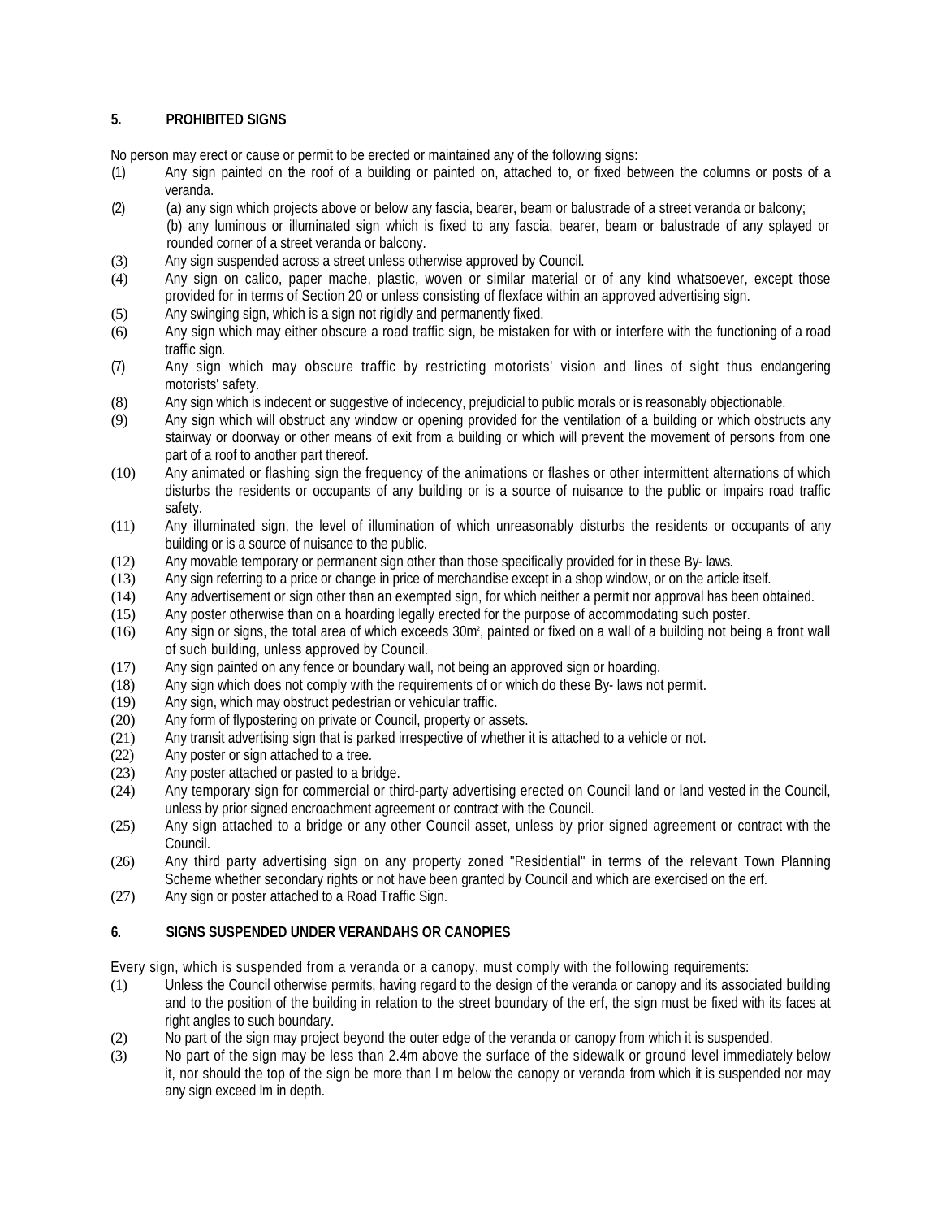## 5. PROHIBITED SIGNS

No person may erect or cause or permit to be erected or maintained any of the following signs:

(1) Any sign painted on the roof of a building or painted on, attached to, or fixed between the columns or posts of a veranda.

(2) (a) any sign which projects above or below any fascia, bearer, beam or balustrade of a street veranda or balcony;
(b) any luminous or illuminated sign which is fixed to any fascia, bearer, beam or balustrade of any splayed or rounded corner of a street veranda or balcony.

(3) Any sign suspended across a street unless otherwise approved by Council.

(4) Any sign on calico, paper mache, plastic, woven or similar material or of any kind whatsoever, except those provided for in terms of Section 20 or unless consisting of flexface within an approved advertising sign.

(5) Any swinging sign, which is a sign not rigidly and permanently fixed.

(6) Any sign which may either obscure a road traffic sign, be mistaken for with or interfere with the functioning of a road traffic sign.

(7) Any sign which may obscure traffic by restricting motorists' vision and lines of sight thus endangering motorists' safety.

(8) Any sign which is indecent or suggestive of indecency, prejudicial to public morals or is reasonably objectionable.

(9) Any sign which will obstruct any window or opening provided for the ventilation of a building or which obstructs any stairway or doorway or other means of exit from a building or which will prevent the movement of persons from one part of a roof to another part thereof.

(10) Any animated or flashing sign the frequency of the animations or flashes or other intermittent alternations of which disturbs the residents or occupants of any building or is a source of nuisance to the public or impairs road traffic safety.

(11) Any illuminated sign, the level of illumination of which unreasonably disturbs the residents or occupants of any building or is a source of nuisance to the public.

(12) Any movable temporary or permanent sign other than those specifically provided for in these By- laws.

(13) Any sign referring to a price or change in price of merchandise except in a shop window, or on the article itself.

(14) Any advertisement or sign other than an exempted sign, for which neither a permit nor approval has been obtained.

(15) Any poster otherwise than on a hoarding legally erected for the purpose of accommodating such poster.

(16) Any sign or signs, the total area of which exceeds $30m^2$, painted or fixed on a wall of a building not being a front wall of such building, unless approved by Council.

(17) Any sign painted on any fence or boundary wall, not being an approved sign or hoarding.

(18) Any sign which does not comply with the requirements of or which do these By- laws not permit.

(19) Any sign, which may obstruct pedestrian or vehicular traffic.

(20) Any form of flypostering on private or Council, property or assets.

(21) Any transit advertising sign that is parked irrespective of whether it is attached to a vehicle or not.

(22) Any poster or sign attached to a tree.

(23) Any poster attached or pasted to a bridge.

(24) Any temporary sign for commercial or third-party advertising erected on Council land or land vested in the Council, unless by prior signed encroachment agreement or contract with the Council.

(25) Any sign attached to a bridge or any other Council asset, unless by prior signed agreement or contract with the Council.

(26) Any third party advertising sign on any property zoned "Residential" in terms of the relevant Town Planning Scheme whether secondary rights or not have been granted by Council and which are exercised on the erf.

(27) Any sign or poster attached to a Road Traffic Sign.

## 6. SIGNS SUSPENDED UNDER VERANDAHS OR CANOPIES

Every sign, which is suspended from a veranda or a canopy, must comply with the following requirements:

(1) Unless the Council otherwise permits, having regard to the design of the veranda or canopy and its associated building and to the position of the building in relation to the street boundary of the erf, the sign must be fixed with its faces at right angles to such boundary.

(2) No part of the sign may project beyond the outer edge of the veranda or canopy from which it is suspended.

(3) No part of the sign may be less than 2.4m above the surface of the sidewalk or ground level immediately below it, nor should the top of the sign be more than l m below the canopy or veranda from which it is suspended nor may any sign exceed lm in depth.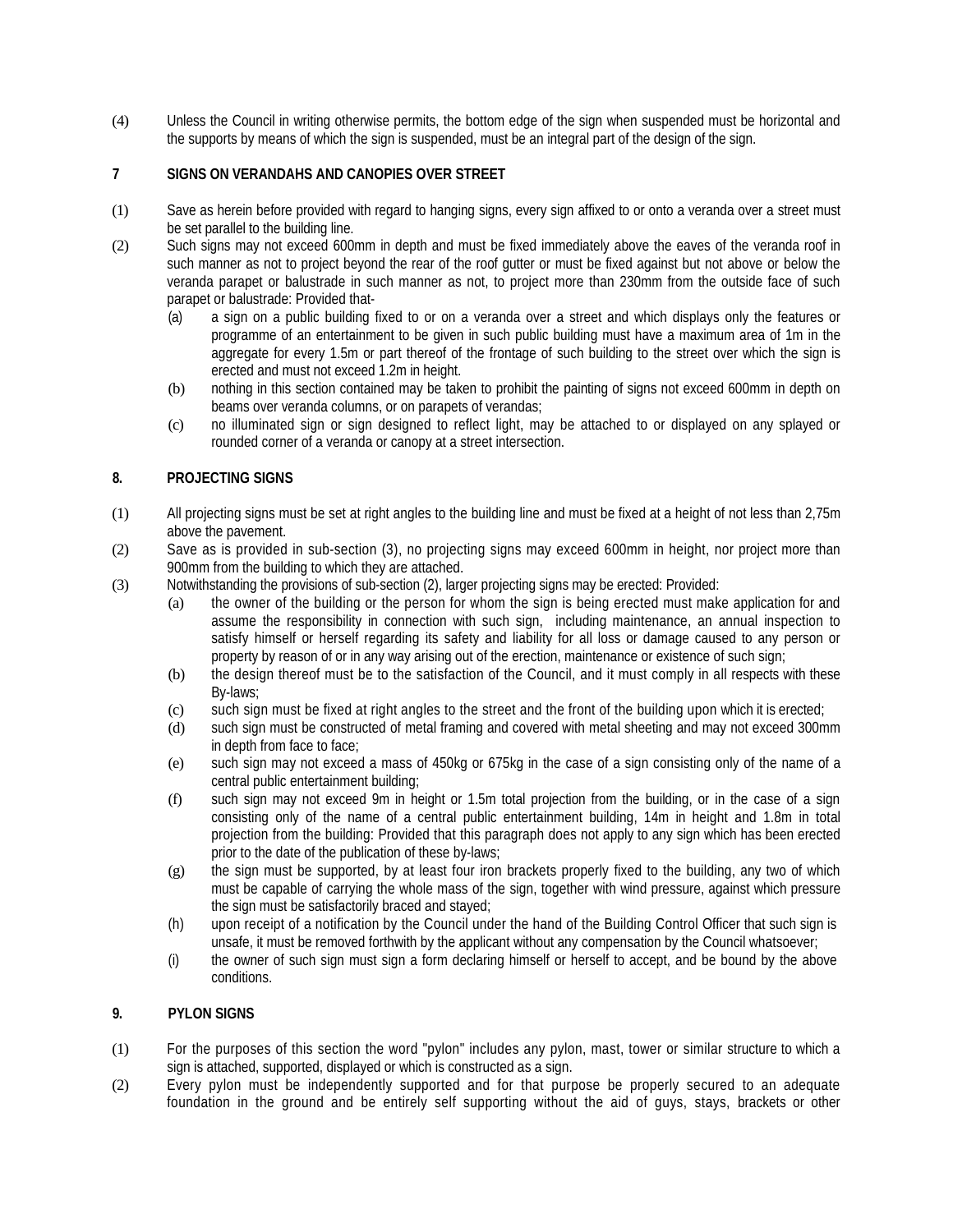(4) Unless the Council in writing otherwise permits, the bottom edge of the sign when suspended must be horizontal and the supports by means of which the sign is suspended, must be an integral part of the design of the sign.

### 7 SIGNS ON VERANDAHS AND CANOPIES OVER STREET

(1) Save as herein before provided with regard to hanging signs, every sign affixed to or onto a veranda over a street must be set parallel to the building line.

(2) Such signs may not exceed 600mm in depth and must be fixed immediately above the eaves of the veranda roof in such manner as not to project beyond the rear of the roof gutter or must be fixed against but not above or below the veranda parapet or balustrade in such manner as not, to project more than 230mm from the outside face of such parapet or balustrade: Provided that-

- (a) a sign on a public building fixed to or on a veranda over a street and which displays only the features or programme of an entertainment to be given in such public building must have a maximum area of 1m in the aggregate for every 1.5m or part thereof of the frontage of such building to the street over which the sign is erected and must not exceed 1.2m in height.
- (b) nothing in this section contained may be taken to prohibit the painting of signs not exceed 600mm in depth on beams over veranda columns, or on parapets of verandas;
- (c) no illuminated sign or sign designed to reflect light, may be attached to or displayed on any splayed or rounded corner of a veranda or canopy at a street intersection.

### 8. PROJECTING SIGNS

(1) All projecting signs must be set at right angles to the building line and must be fixed at a height of not less than 2,75m above the pavement.

(2) Save as is provided in sub-section (3), no projecting signs may exceed 600mm in height, nor project more than 900mm from the building to which they are attached.

(3) Notwithstanding the provisions of sub-section (2), larger projecting signs may be erected: Provided:

- (a) the owner of the building or the person for whom the sign is being erected must make application for and assume the responsibility in connection with such sign, including maintenance, an annual inspection to satisfy himself or herself regarding its safety and liability for all loss or damage caused to any person or property by reason of or in any way arising out of the erection, maintenance or existence of such sign;
- (b) the design thereof must be to the satisfaction of the Council, and it must comply in all respects with these By-laws;
- (c) such sign must be fixed at right angles to the street and the front of the building upon which it is erected;
- (d) such sign must be constructed of metal framing and covered with metal sheeting and may not exceed 300mm in depth from face to face;
- (e) such sign may not exceed a mass of 450kg or 675kg in the case of a sign consisting only of the name of a central public entertainment building;
- (f) such sign may not exceed 9m in height or 1.5m total projection from the building, or in the case of a sign consisting only of the name of a central public entertainment building, 14m in height and 1.8m in total projection from the building: Provided that this paragraph does not apply to any sign which has been erected prior to the date of the publication of these by-laws;
- (g) the sign must be supported, by at least four iron brackets properly fixed to the building, any two of which must be capable of carrying the whole mass of the sign, together with wind pressure, against which pressure the sign must be satisfactorily braced and stayed;
- (h) upon receipt of a notification by the Council under the hand of the Building Control Officer that such sign is unsafe, it must be removed forthwith by the applicant without any compensation by the Council whatsoever;
- (i) the owner of such sign must sign a form declaring himself or herself to accept, and be bound by the above conditions.

### 9. PYLON SIGNS

(1) For the purposes of this section the word "pylon" includes any pylon, mast, tower or similar structure to which a sign is attached, supported, displayed or which is constructed as a sign.

(2) Every pylon must be independently supported and for that purpose be properly secured to an adequate foundation in the ground and be entirely self supporting without the aid of guys, stays, brackets or other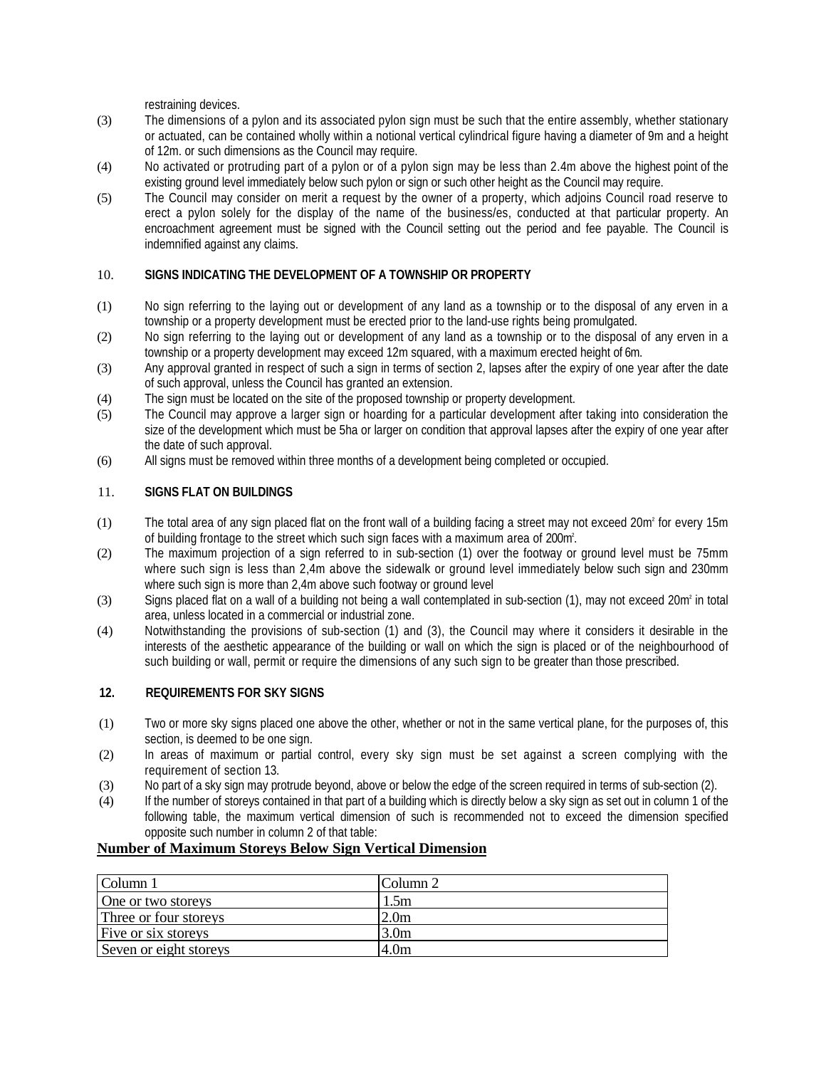restraining devices.

(3) The dimensions of a pylon and its associated pylon sign must be such that the entire assembly, whether stationary or actuated, can be contained wholly within a notional vertical cylindrical figure having a diameter of 9m and a height of 12m. or such dimensions as the Council may require.

(4) No activated or protruding part of a pylon or of a pylon sign may be less than 2.4m above the highest point of the existing ground level immediately below such pylon or sign or such other height as the Council may require.

(5) The Council may consider on merit a request by the owner of a property, which adjoins Council road reserve to erect a pylon solely for the display of the name of the business/es, conducted at that particular property. An encroachment agreement must be signed with the Council setting out the period and fee payable. The Council is indemnified against any claims.

### 10. SIGNS INDICATING THE DEVELOPMENT OF A TOWNSHIP OR PROPERTY

(1) No sign referring to the laying out or development of any land as a township or to the disposal of any erven in a township or a property development must be erected prior to the land-use rights being promulgated.

(2) No sign referring to the laying out or development of any land as a township or to the disposal of any erven in a township or a property development may exceed 12m squared, with a maximum erected height of 6m.

(3) Any approval granted in respect of such a sign in terms of section 2, lapses after the expiry of one year after the date of such approval, unless the Council has granted an extension.

(4) The sign must be located on the site of the proposed township or property development.

(5) The Council may approve a larger sign or hoarding for a particular development after taking into consideration the size of the development which must be 5ha or larger on condition that approval lapses after the expiry of one year after the date of such approval.

(6) All signs must be removed within three months of a development being completed or occupied.

### 11. SIGNS FLAT ON BUILDINGS

(1) The total area of any sign placed flat on the front wall of a building facing a street may not exceed 20m² for every 15m of building frontage to the street which such sign faces with a maximum area of 200m².

(2) The maximum projection of a sign referred to in sub-section (1) over the footway or ground level must be 75mm where such sign is less than 2,4m above the sidewalk or ground level immediately below such sign and 230mm where such sign is more than 2,4m above such footway or ground level

(3) Signs placed flat on a wall of a building not being a wall contemplated in sub-section (1), may not exceed 20m² in total area, unless located in a commercial or industrial zone.

(4) Notwithstanding the provisions of sub-section (1) and (3), the Council may where it considers it desirable in the interests of the aesthetic appearance of the building or wall on which the sign is placed or of the neighbourhood of such building or wall, permit or require the dimensions of any such sign to be greater than those prescribed.

### 12. REQUIREMENTS FOR SKY SIGNS

(1) Two or more sky signs placed one above the other, whether or not in the same vertical plane, for the purposes of, this section, is deemed to be one sign.

(2) In areas of maximum or partial control, every sky sign must be set against a screen complying with the requirement of section 13.

(3) No part of a sky sign may protrude beyond, above or below the edge of the screen required in terms of sub-section (2).

(4) If the number of storeys contained in that part of a building which is directly below a sky sign as set out in column 1 of the following table, the maximum vertical dimension of such is recommended not to exceed the dimension specified opposite such number in column 2 of that table:

**Number of Maximum Storeys Below Sign Vertical Dimension**

| Column 1 | Column 2 |
|---|---|
| One or two storeys | 1.5m |
| Three or four storeys | 2.0m |
| Five or six storeys | 3.0m |
| Seven or eight storeys | 4.0m |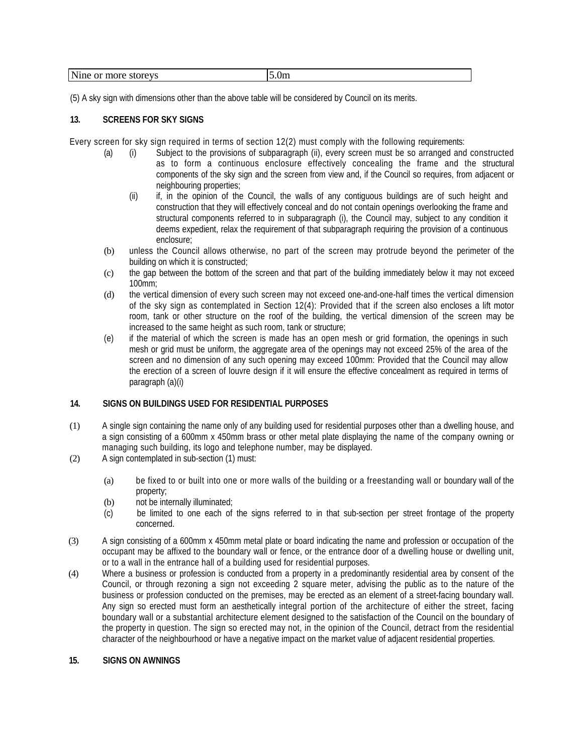| Nine or more storeys | 5.0m |
|---|---|

(5) A sky sign with dimensions other than the above table will be considered by Council on its merits.

**13. SCREENS FOR SKY SIGNS**

Every screen for sky sign required in terms of section 12(2) must comply with the following requirements:

(a) (i) Subject to the provisions of subparagraph (ii), every screen must be so arranged and constructed as to form a continuous enclosure effectively concealing the frame and the structural components of the sky sign and the screen from view and, if the Council so requires, from adjacent or neighbouring properties;

(ii) if, in the opinion of the Council, the walls of any contiguous buildings are of such height and construction that they will effectively conceal and do not contain openings overlooking the frame and structural components referred to in subparagraph (i), the Council may, subject to any condition it deems expedient, relax the requirement of that subparagraph requiring the provision of a continuous enclosure;

(b) unless the Council allows otherwise, no part of the screen may protrude beyond the perimeter of the building on which it is constructed;

(c) the gap between the bottom of the screen and that part of the building immediately below it may not exceed 100mm;

(d) the vertical dimension of every such screen may not exceed one-and-one-half times the vertical dimension of the sky sign as contemplated in Section 12(4): Provided that if the screen also encloses a lift motor room, tank or other structure on the roof of the building, the vertical dimension of the screen may be increased to the same height as such room, tank or structure;

(e) if the material of which the screen is made has an open mesh or grid formation, the openings in such mesh or grid must be uniform, the aggregate area of the openings may not exceed 25% of the area of the screen and no dimension of any such opening may exceed 100mm: Provided that the Council may allow the erection of a screen of louvre design if it will ensure the effective concealment as required in terms of paragraph (a)(i)

**14. SIGNS ON BUILDINGS USED FOR RESIDENTIAL PURPOSES**

(1) A single sign containing the name only of any building used for residential purposes other than a dwelling house, and a sign consisting of a 600mm x 450mm brass or other metal plate displaying the name of the company owning or managing such building, its logo and telephone number, may be displayed.

(2) A sign contemplated in sub-section (1) must:

(a) be fixed to or built into one or more walls of the building or a freestanding wall or boundary wall of the property;

(b) not be internally illuminated;

(c) be limited to one each of the signs referred to in that sub-section per street frontage of the property concerned.

(3) A sign consisting of a 600mm x 450mm metal plate or board indicating the name and profession or occupation of the occupant may be affixed to the boundary wall or fence, or the entrance door of a dwelling house or dwelling unit, or to a wall in the entrance hall of a building used for residential purposes.

(4) Where a business or profession is conducted from a property in a predominantly residential area by consent of the Council, or through rezoning a sign not exceeding 2 square meter, advising the public as to the nature of the business or profession conducted on the premises, may be erected as an element of a street-facing boundary wall. Any sign so erected must form an aesthetically integral portion of the architecture of either the street, facing boundary wall or a substantial architecture element designed to the satisfaction of the Council on the boundary of the property in question. The sign so erected may not, in the opinion of the Council, detract from the residential character of the neighbourhood or have a negative impact on the market value of adjacent residential properties.

**15. SIGNS ON AWNINGS**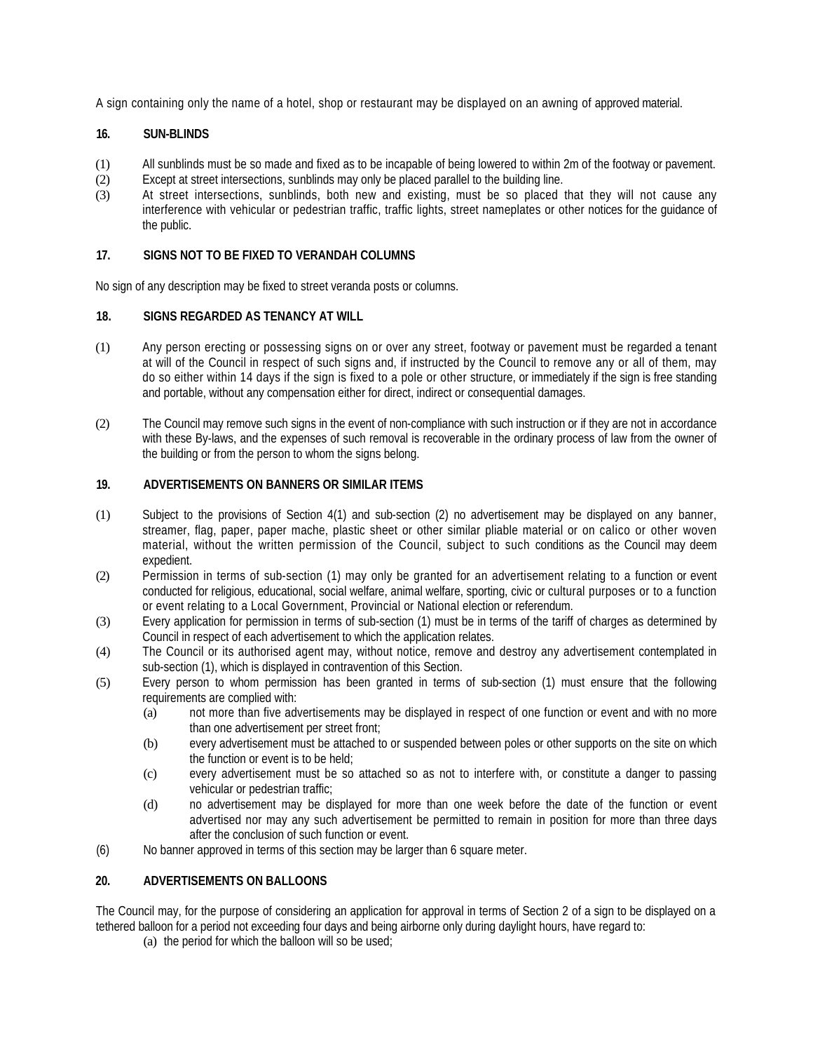A sign containing only the name of a hotel, shop or restaurant may be displayed on an awning of approved material.

## 16. SUN-BLINDS

(1) All sunblinds must be so made and fixed as to be incapable of being lowered to within 2m of the footway or pavement.

(2) Except at street intersections, sunblinds may only be placed parallel to the building line.

(3) At street intersections, sunblinds, both new and existing, must be so placed that they will not cause any interference with vehicular or pedestrian traffic, traffic lights, street nameplates or other notices for the guidance of the public.

## 17. SIGNS NOT TO BE FIXED TO VERANDAH COLUMNS

No sign of any description may be fixed to street veranda posts or columns.

## 18. SIGNS REGARDED AS TENANCY AT WILL

(1) Any person erecting or possessing signs on or over any street, footway or pavement must be regarded a tenant at will of the Council in respect of such signs and, if instructed by the Council to remove any or all of them, may do so either within 14 days if the sign is fixed to a pole or other structure, or immediately if the sign is free standing and portable, without any compensation either for direct, indirect or consequential damages.

(2) The Council may remove such signs in the event of non-compliance with such instruction or if they are not in accordance with these By-laws, and the expenses of such removal is recoverable in the ordinary process of law from the owner of the building or from the person to whom the signs belong.

## 19. ADVERTISEMENTS ON BANNERS OR SIMILAR ITEMS

(1) Subject to the provisions of Section 4(1) and sub-section (2) no advertisement may be displayed on any banner, streamer, flag, paper, paper mache, plastic sheet or other similar pliable material or on calico or other woven material, without the written permission of the Council, subject to such conditions as the Council may deem expedient.

(2) Permission in terms of sub-section (1) may only be granted for an advertisement relating to a function or event conducted for religious, educational, social welfare, animal welfare, sporting, civic or cultural purposes or to a function or event relating to a Local Government, Provincial or National election or referendum.

(3) Every application for permission in terms of sub-section (1) must be in terms of the tariff of charges as determined by Council in respect of each advertisement to which the application relates.

(4) The Council or its authorised agent may, without notice, remove and destroy any advertisement contemplated in sub-section (1), which is displayed in contravention of this Section.

(5) Every person to whom permission has been granted in terms of sub-section (1) must ensure that the following requirements are complied with:

  (a) not more than five advertisements may be displayed in respect of one function or event and with no more than one advertisement per street front;

  (b) every advertisement must be attached to or suspended between poles or other supports on the site on which the function or event is to be held;

  (c) every advertisement must be so attached so as not to interfere with, or constitute a danger to passing vehicular or pedestrian traffic;

  (d) no advertisement may be displayed for more than one week before the date of the function or event advertised nor may any such advertisement be permitted to remain in position for more than three days after the conclusion of such function or event.

(6) No banner approved in terms of this section may be larger than 6 square meter.

## 20. ADVERTISEMENTS ON BALLOONS

The Council may, for the purpose of considering an application for approval in terms of Section 2 of a sign to be displayed on a tethered balloon for a period not exceeding four days and being airborne only during daylight hours, have regard to:

  (a) the period for which the balloon will so be used;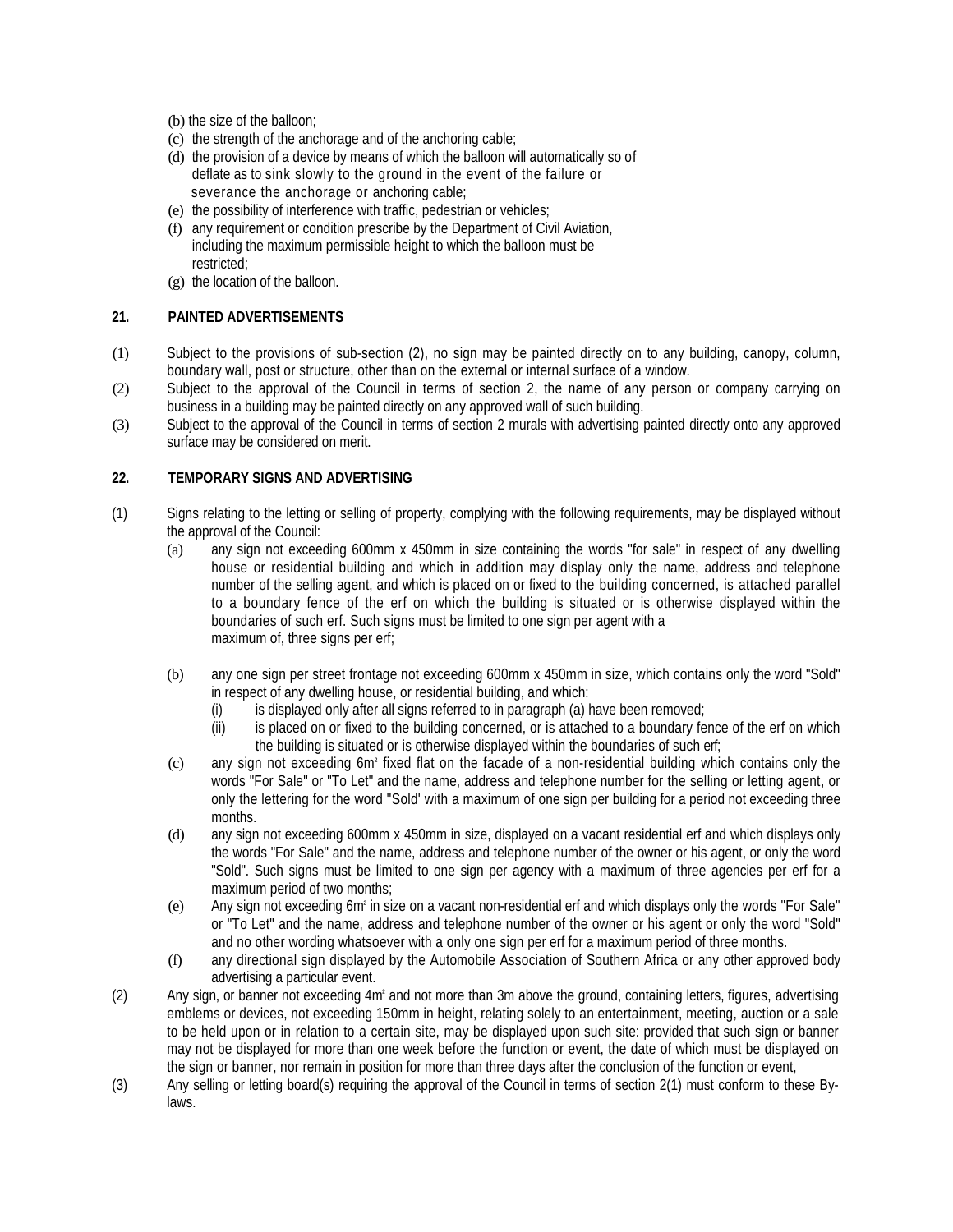(b) the size of the balloon;

(c) the strength of the anchorage and of the anchoring cable;

(d) the provision of a device by means of which the balloon will automatically so of deflate as to sink slowly to the ground in the event of the failure or severance the anchorage or anchoring cable;

(e) the possibility of interference with traffic, pedestrian or vehicles;

(f) any requirement or condition prescribe by the Department of Civil Aviation, including the maximum permissible height to which the balloon must be restricted;

(g) the location of the balloon.

## 21. PAINTED ADVERTISEMENTS

(1) Subject to the provisions of sub-section (2), no sign may be painted directly on to any building, canopy, column, boundary wall, post or structure, other than on the external or internal surface of a window.

(2) Subject to the approval of the Council in terms of section 2, the name of any person or company carrying on business in a building may be painted directly on any approved wall of such building.

(3) Subject to the approval of the Council in terms of section 2 murals with advertising painted directly onto any approved surface may be considered on merit.

## 22. TEMPORARY SIGNS AND ADVERTISING

(1) Signs relating to the letting or selling of property, complying with the following requirements, may be displayed without the approval of the Council:

(a) any sign not exceeding 600mm x 450mm in size containing the words "for sale" in respect of any dwelling house or residential building and which in addition may display only the name, address and telephone number of the selling agent, and which is placed on or fixed to the building concerned, is attached parallel to a boundary fence of the erf on which the building is situated or is otherwise displayed within the boundaries of such erf. Such signs must be limited to one sign per agent with a maximum of, three signs per erf;

(b) any one sign per street frontage not exceeding 600mm x 450mm in size, which contains only the word "Sold" in respect of any dwelling house, or residential building, and which:

(i) is displayed only after all signs referred to in paragraph (a) have been removed;

(ii) is placed on or fixed to the building concerned, or is attached to a boundary fence of the erf on which the building is situated or is otherwise displayed within the boundaries of such erf;

(c) any sign not exceeding 6m² fixed flat on the facade of a non-residential building which contains only the words "For Sale" or "To Let" and the name, address and telephone number for the selling or letting agent, or only the lettering for the word "Sold' with a maximum of one sign per building for a period not exceeding three months.

(d) any sign not exceeding 600mm x 450mm in size, displayed on a vacant residential erf and which displays only the words "For Sale" and the name, address and telephone number of the owner or his agent, or only the word "Sold". Such signs must be limited to one sign per agency with a maximum of three agencies per erf for a maximum period of two months;

(e) Any sign not exceeding 6m² in size on a vacant non-residential erf and which displays only the words "For Sale" or "To Let" and the name, address and telephone number of the owner or his agent or only the word "Sold" and no other wording whatsoever with a only one sign per erf for a maximum period of three months.

(f) any directional sign displayed by the Automobile Association of Southern Africa or any other approved body advertising a particular event.

(2) Any sign, or banner not exceeding 4m² and not more than 3m above the ground, containing letters, figures, advertising emblems or devices, not exceeding 150mm in height, relating solely to an entertainment, meeting, auction or a sale to be held upon or in relation to a certain site, may be displayed upon such site: provided that such sign or banner may not be displayed for more than one week before the function or event, the date of which must be displayed on the sign or banner, nor remain in position for more than three days after the conclusion of the function or event,

(3) Any selling or letting board(s) requiring the approval of the Council in terms of section 2(1) must conform to these By-laws.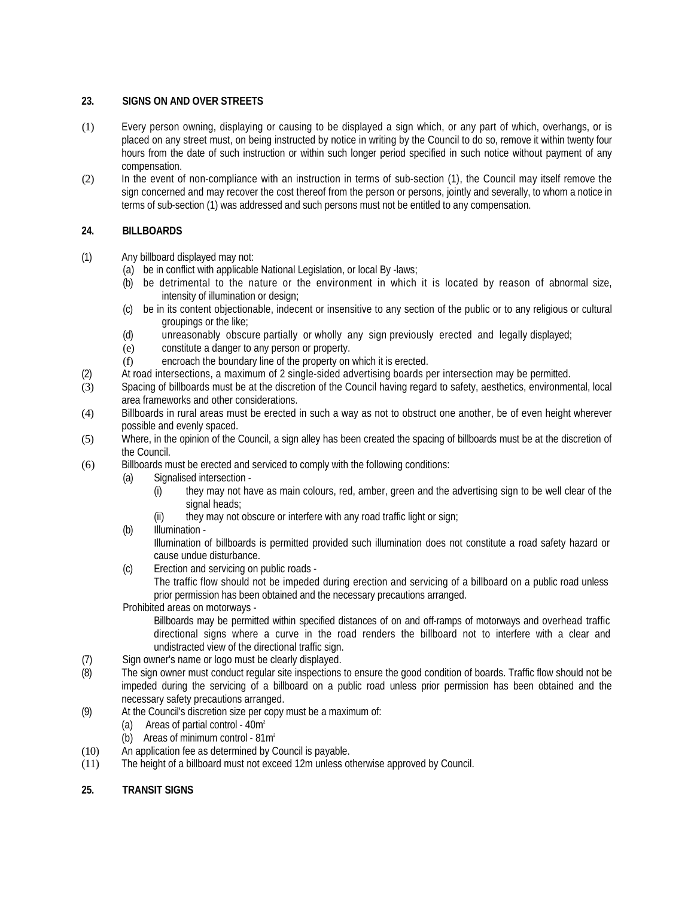**23. SIGNS ON AND OVER STREETS**

(1) Every person owning, displaying or causing to be displayed a sign which, or any part of which, overhangs, or is placed on any street must, on being instructed by notice in writing by the Council to do so, remove it within twenty four hours from the date of such instruction or within such longer period specified in such notice without payment of any compensation.

(2) In the event of non-compliance with an instruction in terms of sub-section (1), the Council may itself remove the sign concerned and may recover the cost thereof from the person or persons, jointly and severally, to whom a notice in terms of sub-section (1) was addressed and such persons must not be entitled to any compensation.

**24. BILLBOARDS**

(1) Any billboard displayed may not:
   - (a) be in conflict with applicable National Legislation, or local By -laws;
   - (b) be detrimental to the nature or the environment in which it is located by reason of abnormal size, intensity of illumination or design;
   - (c) be in its content objectionable, indecent or insensitive to any section of the public or to any religious or cultural groupings or the like;
   - (d) unreasonably obscure partially or wholly any sign previously erected and legally displayed;
   - (e) constitute a danger to any person or property.
   - (f) encroach the boundary line of the property on which it is erected.

(2) At road intersections, a maximum of 2 single-sided advertising boards per intersection may be permitted.

(3) Spacing of billboards must be at the discretion of the Council having regard to safety, aesthetics, environmental, local area frameworks and other considerations.

(4) Billboards in rural areas must be erected in such a way as not to obstruct one another, be of even height wherever possible and evenly spaced.

(5) Where, in the opinion of the Council, a sign alley has been created the spacing of billboards must be at the discretion of the Council.

(6) Billboards must be erected and serviced to comply with the following conditions:
   - (a) Signalised intersection -
     - (i) they may not have as main colours, red, amber, green and the advertising sign to be well clear of the signal heads;
     - (ii) they may not obscure or interfere with any road traffic light or sign;
   - (b) Illumination -
     Illumination of billboards is permitted provided such illumination does not constitute a road safety hazard or cause undue disturbance.
   - (c) Erection and servicing on public roads -
     The traffic flow should not be impeded during erection and servicing of a billboard on a public road unless prior permission has been obtained and the necessary precautions arranged.

   Prohibited areas on motorways -
     Billboards may be permitted within specified distances of on and off-ramps of motorways and overhead traffic directional signs where a curve in the road renders the billboard not to interfere with a clear and undistracted view of the directional traffic sign.

(7) Sign owner's name or logo must be clearly displayed.

(8) The sign owner must conduct regular site inspections to ensure the good condition of boards. Traffic flow should not be impeded during the servicing of a billboard on a public road unless prior permission has been obtained and the necessary safety precautions arranged.

(9) At the Council's discretion size per copy must be a maximum of:
   - (a) Areas of partial control - $40m^2$
   - (b) Areas of minimum control - $81m^2$

(10) An application fee as determined by Council is payable.

(11) The height of a billboard must not exceed 12m unless otherwise approved by Council.

**25. TRANSIT SIGNS**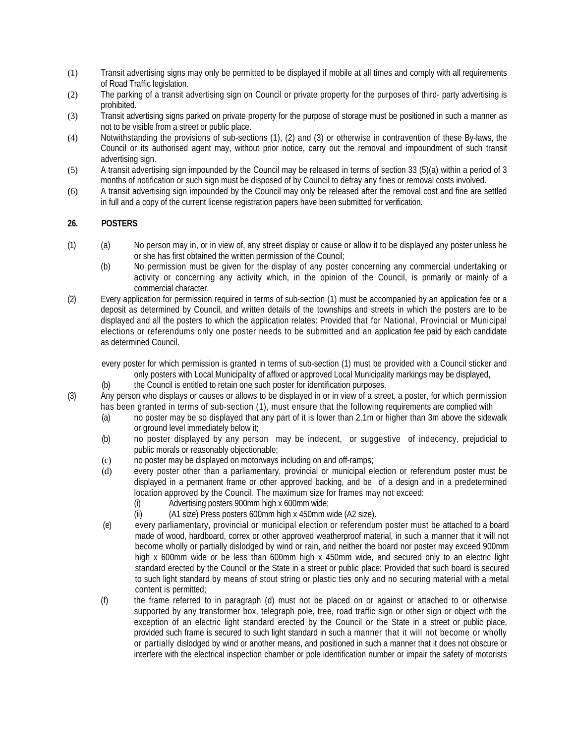(1) Transit advertising signs may only be permitted to be displayed if mobile at all times and comply with all requirements of Road Traffic legislation.

(2) The parking of a transit advertising sign on Council or private property for the purposes of third- party advertising is prohibited.

(3) Transit advertising signs parked on private property for the purpose of storage must be positioned in such a manner as not to be visible from a street or public place.

(4) Notwithstanding the provisions of sub-sections (1), (2) and (3) or otherwise in contravention of these By-laws, the Council or its authorised agent may, without prior notice, carry out the removal and impoundment of such transit advertising sign.

(5) A transit advertising sign impounded by the Council may be released in terms of section 33 (5)(a) within a period of 3 months of notification or such sign must be disposed of by Council to defray any fines or removal costs involved.

(6) A transit advertising sign impounded by the Council may only be released after the removal cost and fine are settled in full and a copy of the current license registration papers have been submitted for verification.

**26. POSTERS**

(1) (a) No person may in, or in view of, any street display or cause or allow it to be displayed any poster unless he or she has first obtained the written permission of the Council;

(b) No permission must be given for the display of any poster concerning any commercial undertaking or activity or concerning any activity which, in the opinion of the Council, is primarily or mainly of a commercial character.

(2) Every application for permission required in terms of sub-section (1) must be accompanied by an application fee or a deposit as determined by Council, and written details of the townships and streets in which the posters are to be displayed and all the posters to which the application relates: Provided that for National, Provincial or Municipal elections or referendums only one poster needs to be submitted and an application fee paid by each candidate as determined Council.

every poster for which permission is granted in terms of sub-section (1) must be provided with a Council sticker and only posters with Local Municipality of affixed or approved Local Municipality markings may be displayed,

(b) the Council is entitled to retain one such poster for identification purposes.

(3) Any person who displays or causes or allows to be displayed in or in view of a street, a poster, for which permission has been granted in terms of sub-section (1), must ensure that the following requirements are complied with

(a) no poster may be so displayed that any part of it is lower than 2.1m or higher than 3m above the sidewalk or ground level immediately below it;

(b) no poster displayed by any person may be indecent, or suggestive of indecency, prejudicial to public morals or reasonably objectionable;

(c) no poster may be displayed on motorways including on and off-ramps;

(d) every poster other than a parliamentary, provincial or municipal election or referendum poster must be displayed in a permanent frame or other approved backing, and be of a design and in a predetermined location approved by the Council. The maximum size for frames may not exceed:

(i) Advertising posters 900mm high x 600mm wide;

(ii) (A1 size) Press posters 600mm high x 450mm wide (A2 size).

(e) every parliamentary, provincial or municipal election or referendum poster must be attached to a board made of wood, hardboard, correx or other approved weatherproof material, in such a manner that it will not become wholly or partially dislodged by wind or rain, and neither the board nor poster may exceed 900mm high x 600mm wide or be less than 600mm high x 450mm wide, and secured only to an electric light standard erected by the Council or the State in a street or public place: Provided that such board is secured to such light standard by means of stout string or plastic ties only and no securing material with a metal content is permitted;

(f) the frame referred to in paragraph (d) must not be placed on or against or attached to or otherwise supported by any transformer box, telegraph pole, tree, road traffic sign or other sign or object with the exception of an electric light standard erected by the Council or the State in a street or public place, provided such frame is secured to such light standard in such a manner that it will not become or wholly or partially dislodged by wind or another means, and positioned in such a manner that it does not obscure or interfere with the electrical inspection chamber or pole identification number or impair the safety of motorists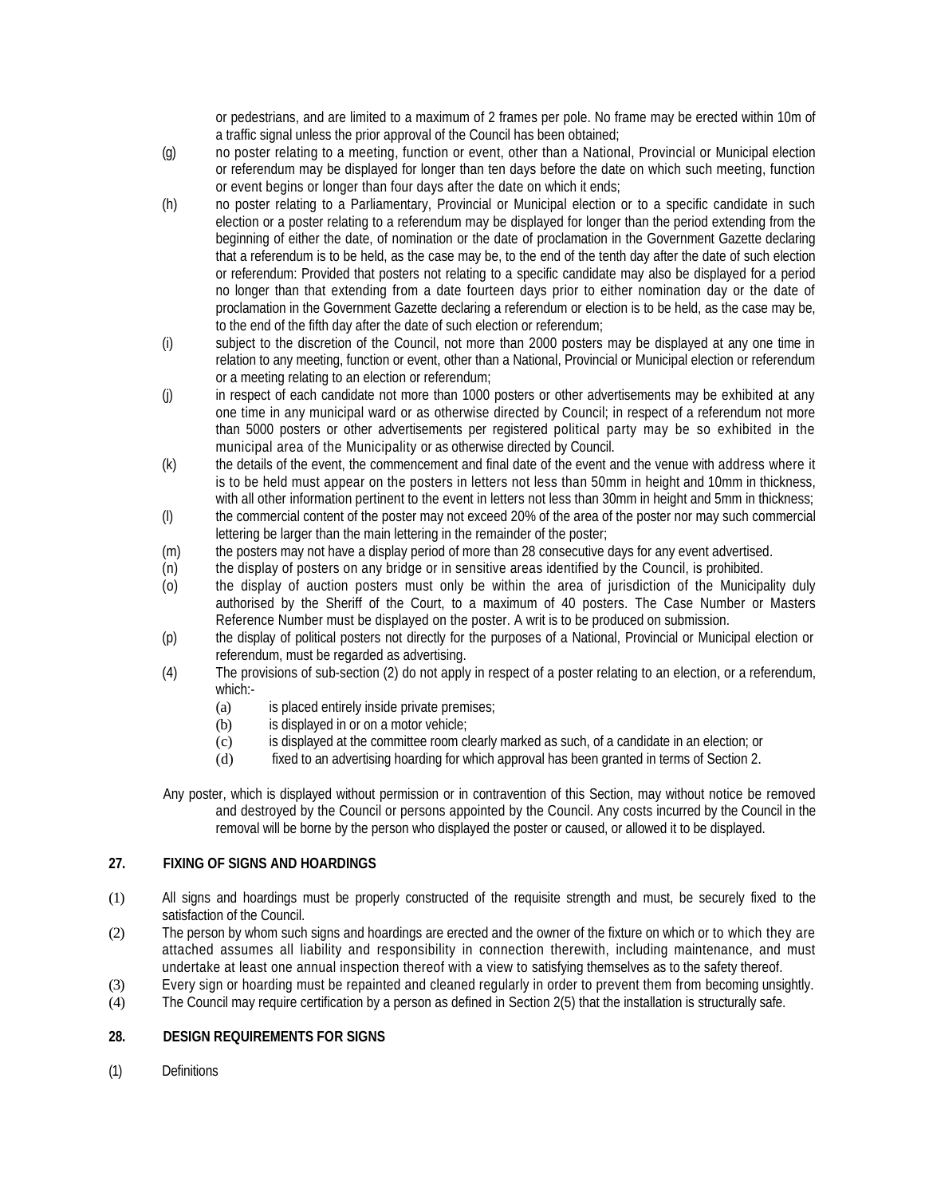or pedestrians, and are limited to a maximum of 2 frames per pole. No frame may be erected within 10m of a traffic signal unless the prior approval of the Council has been obtained;

(g) no poster relating to a meeting, function or event, other than a National, Provincial or Municipal election or referendum may be displayed for longer than ten days before the date on which such meeting, function or event begins or longer than four days after the date on which it ends;

(h) no poster relating to a Parliamentary, Provincial or Municipal election or to a specific candidate in such election or a poster relating to a referendum may be displayed for longer than the period extending from the beginning of either the date, of nomination or the date of proclamation in the Government Gazette declaring that a referendum is to be held, as the case may be, to the end of the tenth day after the date of such election or referendum: Provided that posters not relating to a specific candidate may also be displayed for a period no longer than that extending from a date fourteen days prior to either nomination day or the date of proclamation in the Government Gazette declaring a referendum or election is to be held, as the case may be, to the end of the fifth day after the date of such election or referendum;

(i) subject to the discretion of the Council, not more than 2000 posters may be displayed at any one time in relation to any meeting, function or event, other than a National, Provincial or Municipal election or referendum or a meeting relating to an election or referendum;

(j) in respect of each candidate not more than 1000 posters or other advertisements may be exhibited at any one time in any municipal ward or as otherwise directed by Council; in respect of a referendum not more than 5000 posters or other advertisements per registered political party may be so exhibited in the municipal area of the Municipality or as otherwise directed by Council.

(k) the details of the event, the commencement and final date of the event and the venue with address where it is to be held must appear on the posters in letters not less than 50mm in height and 10mm in thickness, with all other information pertinent to the event in letters not less than 30mm in height and 5mm in thickness;

(l) the commercial content of the poster may not exceed 20% of the area of the poster nor may such commercial lettering be larger than the main lettering in the remainder of the poster;

(m) the posters may not have a display period of more than 28 consecutive days for any event advertised.

(n) the display of posters on any bridge or in sensitive areas identified by the Council, is prohibited.

(o) the display of auction posters must only be within the area of jurisdiction of the Municipality duly authorised by the Sheriff of the Court, to a maximum of 40 posters. The Case Number or Masters Reference Number must be displayed on the poster. A writ is to be produced on submission.

(p) the display of political posters not directly for the purposes of a National, Provincial or Municipal election or referendum, must be regarded as advertising.

(4) The provisions of sub-section (2) do not apply in respect of a poster relating to an election, or a referendum, which:-
   - (a) is placed entirely inside private premises;
   - (b) is displayed in or on a motor vehicle;
   - (c) is displayed at the committee room clearly marked as such, of a candidate in an election; or
   - (d) fixed to an advertising hoarding for which approval has been granted in terms of Section 2.

Any poster, which is displayed without permission or in contravention of this Section, may without notice be removed and destroyed by the Council or persons appointed by the Council. Any costs incurred by the Council in the removal will be borne by the person who displayed the poster or caused, or allowed it to be displayed.

## 27. FIXING OF SIGNS AND HOARDINGS

(1) All signs and hoardings must be properly constructed of the requisite strength and must, be securely fixed to the satisfaction of the Council.

(2) The person by whom such signs and hoardings are erected and the owner of the fixture on which or to which they are attached assumes all liability and responsibility in connection therewith, including maintenance, and must undertake at least one annual inspection thereof with a view to satisfying themselves as to the safety thereof.

(3) Every sign or hoarding must be repainted and cleaned regularly in order to prevent them from becoming unsightly.

(4) The Council may require certification by a person as defined in Section 2(5) that the installation is structurally safe.

## 28. DESIGN REQUIREMENTS FOR SIGNS

(1) Definitions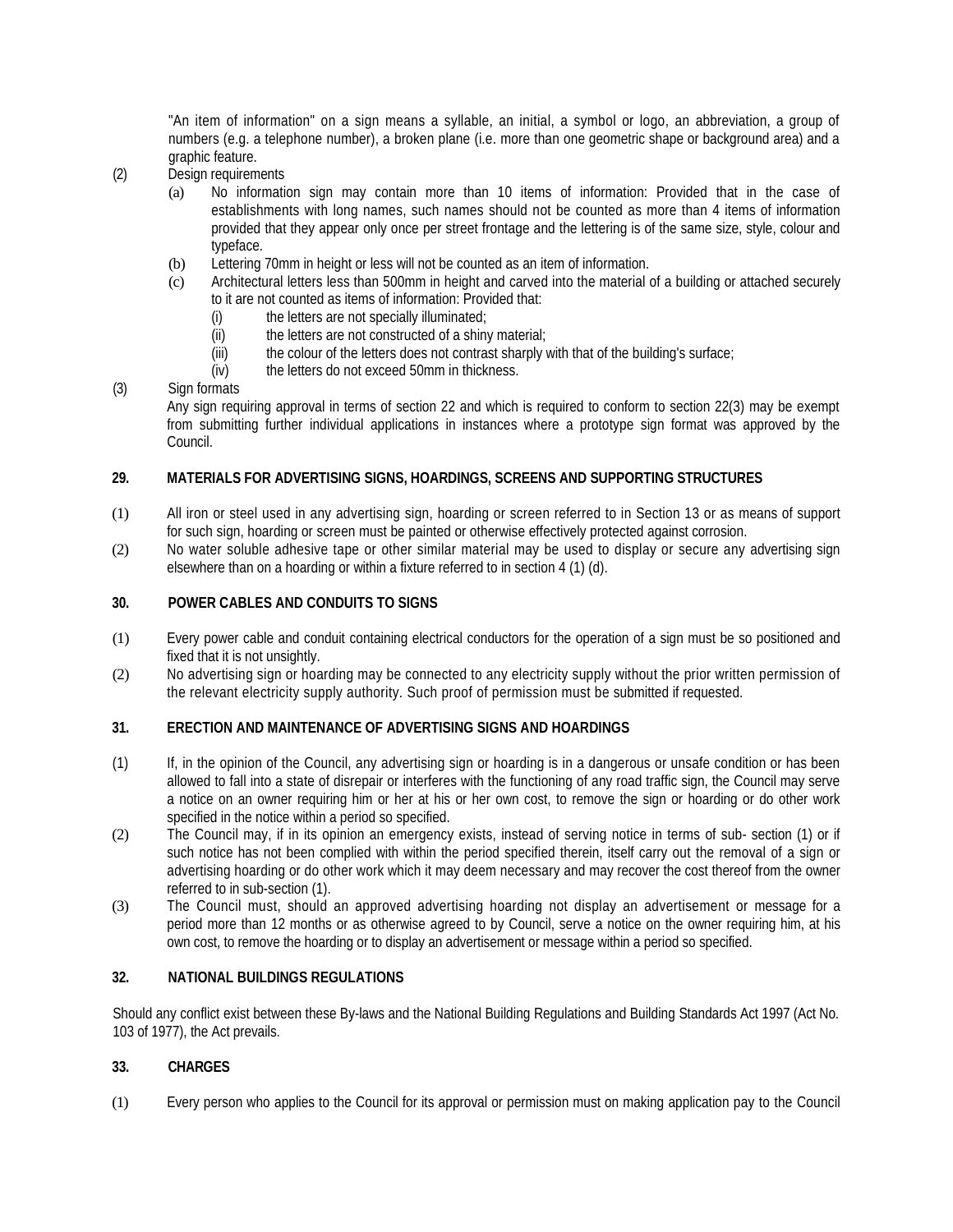"An item of information" on a sign means a syllable, an initial, a symbol or logo, an abbreviation, a group of numbers (e.g. a telephone number), a broken plane (i.e. more than one geometric shape or background area) and a graphic feature.

(2) Design requirements

(a) No information sign may contain more than 10 items of information: Provided that in the case of establishments with long names, such names should not be counted as more than 4 items of information provided that they appear only once per street frontage and the lettering is of the same size, style, colour and typeface.

(b) Lettering 70mm in height or less will not be counted as an item of information.

(c) Architectural letters less than 500mm in height and carved into the material of a building or attached securely to it are not counted as items of information: Provided that:

(i) the letters are not specially illuminated;

(ii) the letters are not constructed of a shiny material;

(iii) the colour of the letters does not contrast sharply with that of the building's surface;

(iv) the letters do not exceed 50mm in thickness.

(3) Sign formats

Any sign requiring approval in terms of section 22 and which is required to conform to section 22(3) may be exempt from submitting further individual applications in instances where a prototype sign format was approved by the Council.

**29. MATERIALS FOR ADVERTISING SIGNS, HOARDINGS, SCREENS AND SUPPORTING STRUCTURES**

(1) All iron or steel used in any advertising sign, hoarding or screen referred to in Section 13 or as means of support for such sign, hoarding or screen must be painted or otherwise effectively protected against corrosion.

(2) No water soluble adhesive tape or other similar material may be used to display or secure any advertising sign elsewhere than on a hoarding or within a fixture referred to in section 4 (1) (d).

**30. POWER CABLES AND CONDUITS TO SIGNS**

(1) Every power cable and conduit containing electrical conductors for the operation of a sign must be so positioned and fixed that it is not unsightly.

(2) No advertising sign or hoarding may be connected to any electricity supply without the prior written permission of the relevant electricity supply authority. Such proof of permission must be submitted if requested.

**31. ERECTION AND MAINTENANCE OF ADVERTISING SIGNS AND HOARDINGS**

(1) If, in the opinion of the Council, any advertising sign or hoarding is in a dangerous or unsafe condition or has been allowed to fall into a state of disrepair or interferes with the functioning of any road traffic sign, the Council may serve a notice on an owner requiring him or her at his or her own cost, to remove the sign or hoarding or do other work specified in the notice within a period so specified.

(2) The Council may, if in its opinion an emergency exists, instead of serving notice in terms of sub- section (1) or if such notice has not been complied with within the period specified therein, itself carry out the removal of a sign or advertising hoarding or do other work which it may deem necessary and may recover the cost thereof from the owner referred to in sub-section (1).

(3) The Council must, should an approved advertising hoarding not display an advertisement or message for a period more than 12 months or as otherwise agreed to by Council, serve a notice on the owner requiring him, at his own cost, to remove the hoarding or to display an advertisement or message within a period so specified.

**32. NATIONAL BUILDINGS REGULATIONS**

Should any conflict exist between these By-laws and the National Building Regulations and Building Standards Act 1997 (Act No. 103 of 1977), the Act prevails.

**33. CHARGES**

(1) Every person who applies to the Council for its approval or permission must on making application pay to the Council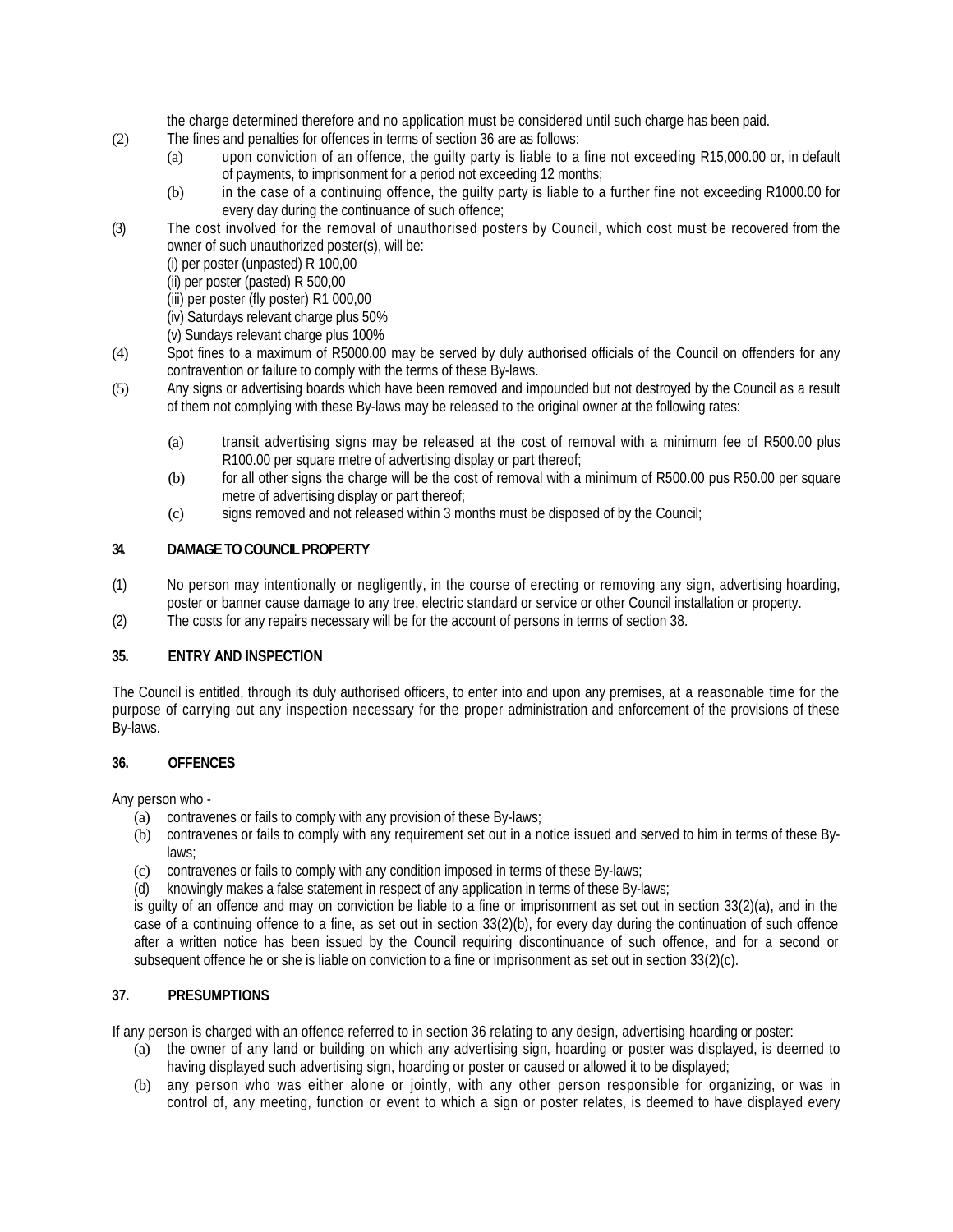the charge determined therefore and no application must be considered until such charge has been paid.

(2) The fines and penalties for offences in terms of section 36 are as follows:

(a) upon conviction of an offence, the guilty party is liable to a fine not exceeding R15,000.00 or, in default of payments, to imprisonment for a period not exceeding 12 months;

(b) in the case of a continuing offence, the guilty party is liable to a further fine not exceeding R1000.00 for every day during the continuance of such offence;

(3) The cost involved for the removal of unauthorised posters by Council, which cost must be recovered from the owner of such unauthorized poster(s), will be:

(i) per poster (unpasted) R 100,00
(ii) per poster (pasted) R 500,00
(iii) per poster (fly poster) R1 000,00
(iv) Saturdays relevant charge plus 50%
(v) Sundays relevant charge plus 100%

(4) Spot fines to a maximum of R5000.00 may be served by duly authorised officials of the Council on offenders for any contravention or failure to comply with the terms of these By-laws.

(5) Any signs or advertising boards which have been removed and impounded but not destroyed by the Council as a result of them not complying with these By-laws may be released to the original owner at the following rates:

(a) transit advertising signs may be released at the cost of removal with a minimum fee of R500.00 plus R100.00 per square metre of advertising display or part thereof;

(b) for all other signs the charge will be the cost of removal with a minimum of R500.00 pus R50.00 per square metre of advertising display or part thereof;

(c) signs removed and not released within 3 months must be disposed of by the Council;

## 34. DAMAGE TO COUNCIL PROPERTY

(1) No person may intentionally or negligently, in the course of erecting or removing any sign, advertising hoarding, poster or banner cause damage to any tree, electric standard or service or other Council installation or property.

(2) The costs for any repairs necessary will be for the account of persons in terms of section 38.

## 35. ENTRY AND INSPECTION

The Council is entitled, through its duly authorised officers, to enter into and upon any premises, at a reasonable time for the purpose of carrying out any inspection necessary for the proper administration and enforcement of the provisions of these By-laws.

## 36. OFFENCES

Any person who -

(a) contravenes or fails to comply with any provision of these By-laws;

(b) contravenes or fails to comply with any requirement set out in a notice issued and served to him in terms of these By-laws;

(c) contravenes or fails to comply with any condition imposed in terms of these By-laws;

(d) knowingly makes a false statement in respect of any application in terms of these By-laws;

is guilty of an offence and may on conviction be liable to a fine or imprisonment as set out in section 33(2)(a), and in the case of a continuing offence to a fine, as set out in section 33(2)(b), for every day during the continuation of such offence after a written notice has been issued by the Council requiring discontinuance of such offence, and for a second or subsequent offence he or she is liable on conviction to a fine or imprisonment as set out in section 33(2)(c).

## 37. PRESUMPTIONS

If any person is charged with an offence referred to in section 36 relating to any design, advertising hoarding or poster:

(a) the owner of any land or building on which any advertising sign, hoarding or poster was displayed, is deemed to having displayed such advertising sign, hoarding or poster or caused or allowed it to be displayed;

(b) any person who was either alone or jointly, with any other person responsible for organizing, or was in control of, any meeting, function or event to which a sign or poster relates, is deemed to have displayed every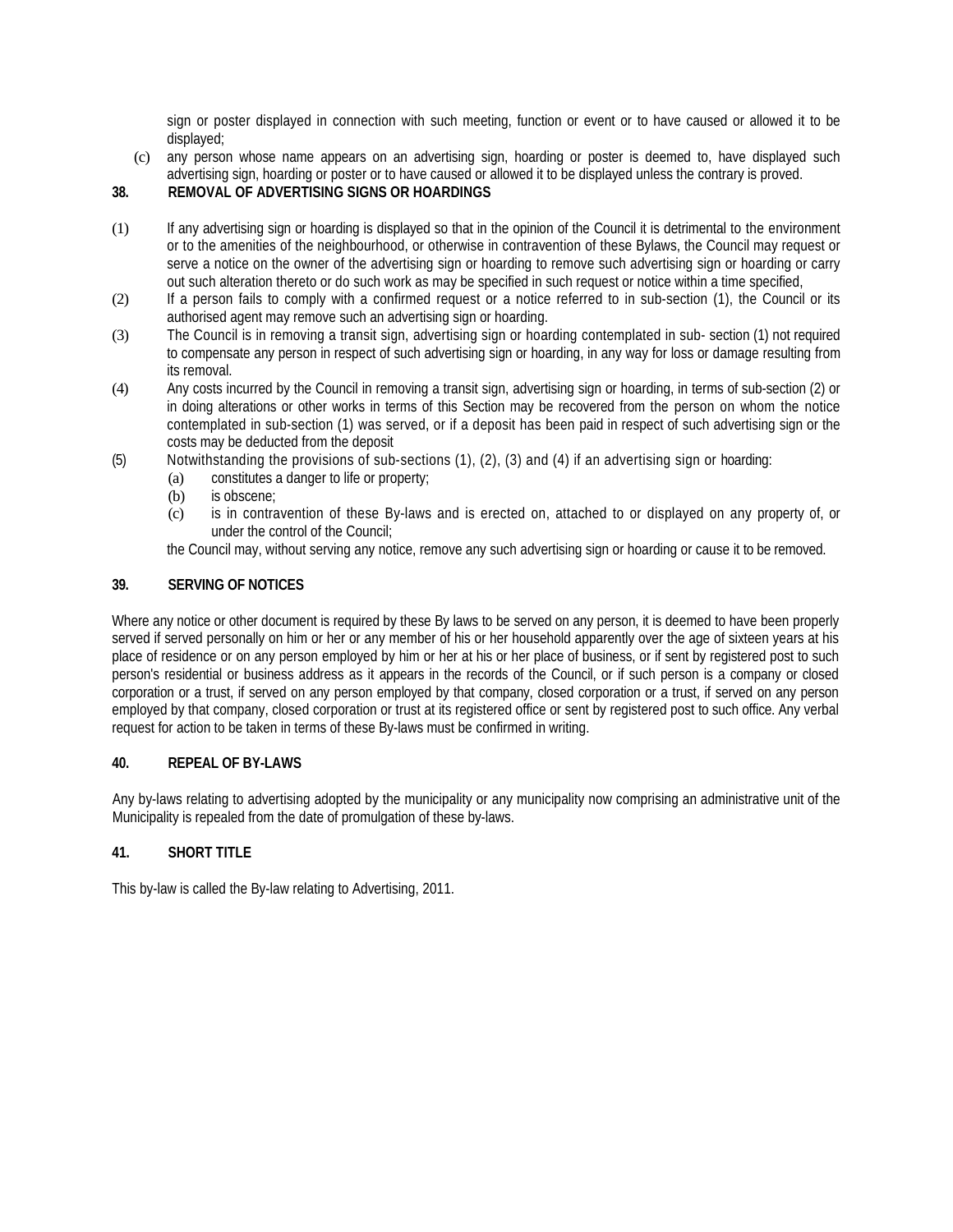sign or poster displayed in connection with such meeting, function or event or to have caused or allowed it to be displayed;

(c) any person whose name appears on an advertising sign, hoarding or poster is deemed to, have displayed such advertising sign, hoarding or poster or to have caused or allowed it to be displayed unless the contrary is proved.

## 38. REMOVAL OF ADVERTISING SIGNS OR HOARDINGS

(1) If any advertising sign or hoarding is displayed so that in the opinion of the Council it is detrimental to the environment or to the amenities of the neighbourhood, or otherwise in contravention of these Bylaws, the Council may request or serve a notice on the owner of the advertising sign or hoarding to remove such advertising sign or hoarding or carry out such alteration thereto or do such work as may be specified in such request or notice within a time specified,

(2) If a person fails to comply with a confirmed request or a notice referred to in sub-section (1), the Council or its authorised agent may remove such an advertising sign or hoarding.

(3) The Council is in removing a transit sign, advertising sign or hoarding contemplated in sub- section (1) not required to compensate any person in respect of such advertising sign or hoarding, in any way for loss or damage resulting from its removal.

(4) Any costs incurred by the Council in removing a transit sign, advertising sign or hoarding, in terms of sub-section (2) or in doing alterations or other works in terms of this Section may be recovered from the person on whom the notice contemplated in sub-section (1) was served, or if a deposit has been paid in respect of such advertising sign or the costs may be deducted from the deposit

(5) Notwithstanding the provisions of sub-sections (1), (2), (3) and (4) if an advertising sign or hoarding:
   (a) constitutes a danger to life or property;
   (b) is obscene;
   (c) is in contravention of these By-laws and is erected on, attached to or displayed on any property of, or under the control of the Council;

   the Council may, without serving any notice, remove any such advertising sign or hoarding or cause it to be removed.

## 39. SERVING OF NOTICES

Where any notice or other document is required by these By laws to be served on any person, it is deemed to have been properly served if served personally on him or her or any member of his or her household apparently over the age of sixteen years at his place of residence or on any person employed by him or her at his or her place of business, or if sent by registered post to such person's residential or business address as it appears in the records of the Council, or if such person is a company or closed corporation or a trust, if served on any person employed by that company, closed corporation or a trust, if served on any person employed by that company, closed corporation or trust at its registered office or sent by registered post to such office. Any verbal request for action to be taken in terms of these By-laws must be confirmed in writing.

## 40. REPEAL OF BY-LAWS

Any by-laws relating to advertising adopted by the municipality or any municipality now comprising an administrative unit of the Municipality is repealed from the date of promulgation of these by-laws.

## 41. SHORT TITLE

This by-law is called the By-law relating to Advertising, 2011.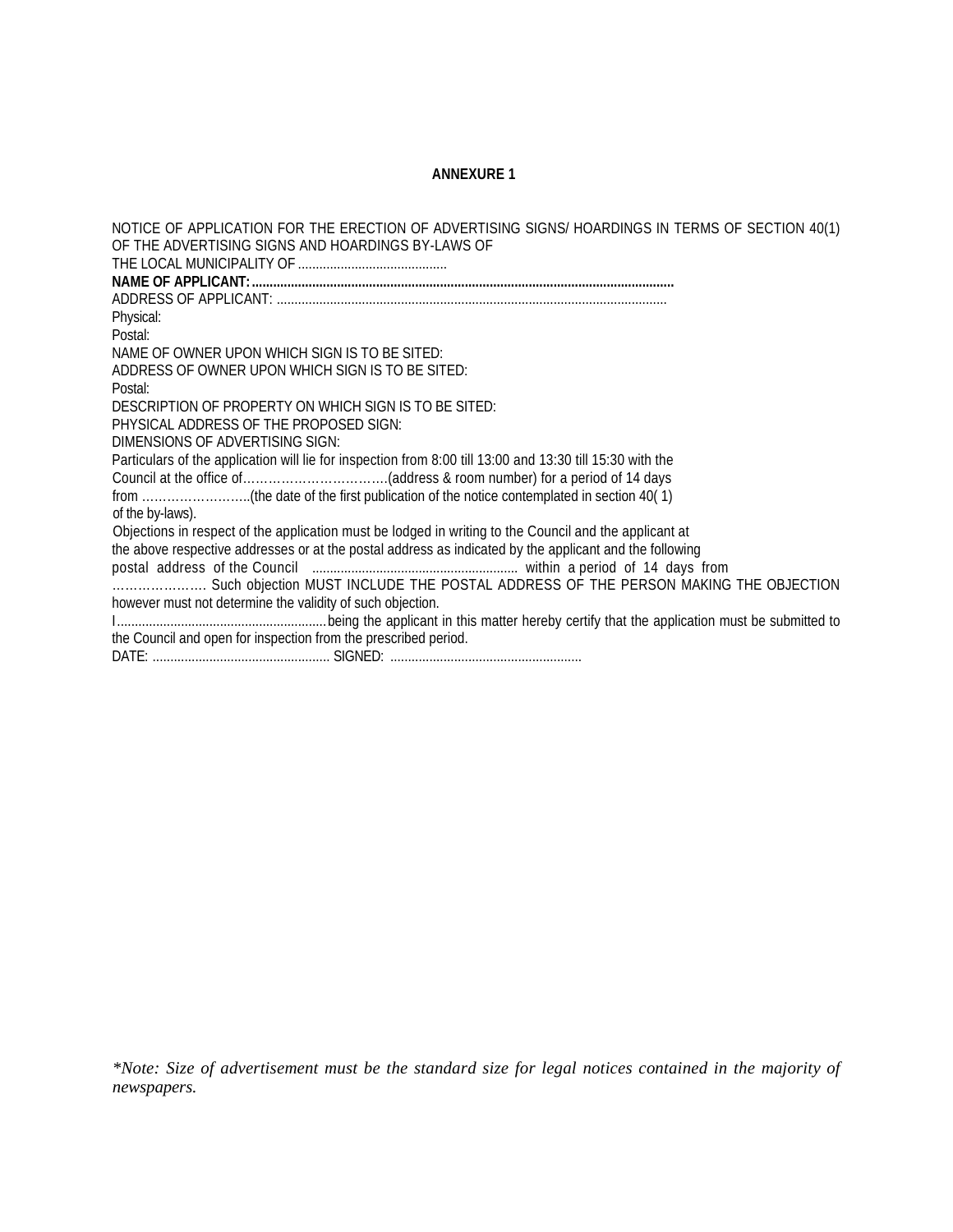# ANNEXURE 1

NOTICE OF APPLICATION FOR THE ERECTION OF ADVERTISING SIGNS/ HOARDINGS IN TERMS OF SECTION 40(1) OF THE ADVERTISING SIGNS AND HOARDINGS BY-LAWS OF
THE LOCAL MUNICIPALITY OF ..........................................

**NAME OF APPLICANT:......................................................................................................................**

ADDRESS OF APPLICANT: .............................................................................................................

Physical:

Postal:

NAME OF OWNER UPON WHICH SIGN IS TO BE SITED:

ADDRESS OF OWNER UPON WHICH SIGN IS TO BE SITED:

Postal:

DESCRIPTION OF PROPERTY ON WHICH SIGN IS TO BE SITED:

PHYSICAL ADDRESS OF THE PROPOSED SIGN:

DIMENSIONS OF ADVERTISING SIGN:

Particulars of the application will lie for inspection from 8:00 till 13:00 and 13:30 till 15:30 with the Council at the office of…………………………….(address & room number) for a period of 14 days from ……………………..(the date of the first publication of the notice contemplated in section 40( 1) of the by-laws).

Objections in respect of the application must be lodged in writing to the Council and the applicant at the above respective addresses or at the postal address as indicated by the applicant and the following postal address of the Council .......................................................... within a period of 14 days from …………………. Such objection MUST INCLUDE THE POSTAL ADDRESS OF THE PERSON MAKING THE OBJECTION however must not determine the validity of such objection.

I...........................................................being the applicant in this matter hereby certify that the application must be submitted to the Council and open for inspection from the prescribed period.

DATE: .................................................. SIGNED: ......................................................

*\*Note: Size of advertisement must be the standard size for legal notices contained in the majority of newspapers.*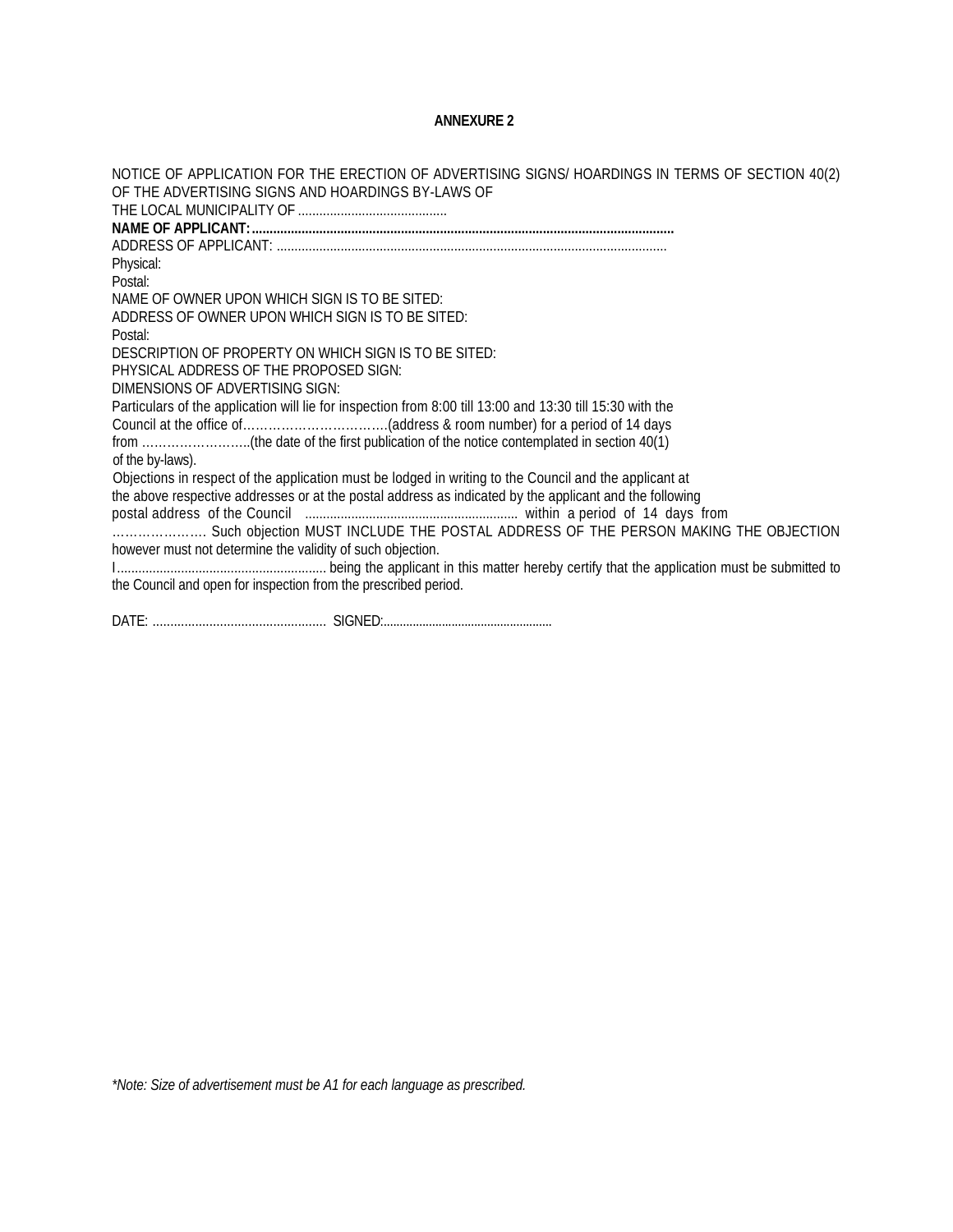**ANNEXURE 2**

NOTICE OF APPLICATION FOR THE ERECTION OF ADVERTISING SIGNS/ HOARDINGS IN TERMS OF SECTION 40(2) OF THE ADVERTISING SIGNS AND HOARDINGS BY-LAWS OF
THE LOCAL MUNICIPALITY OF ...........................................
**NAME OF APPLICANT:.....................................................................................................................**
ADDRESS OF APPLICANT: ...............................................................................................................
Physical:
Postal:
NAME OF OWNER UPON WHICH SIGN IS TO BE SITED:
ADDRESS OF OWNER UPON WHICH SIGN IS TO BE SITED:
Postal:
DESCRIPTION OF PROPERTY ON WHICH SIGN IS TO BE SITED:
PHYSICAL ADDRESS OF THE PROPOSED SIGN:
DIMENSIONS OF ADVERTISING SIGN:
Particulars of the application will lie for inspection from 8:00 till 13:00 and 13:30 till 15:30 with the Council at the office of……………………………..(address & room number) for a period of 14 days from ……………………..(the date of the first publication of the notice contemplated in section 40(1) of the by-laws).
Objections in respect of the application must be lodged in writing to the Council and the applicant at the above respective addresses or at the postal address as indicated by the applicant and the following postal address of the Council ............................................................ within a period of 14 days from …………………. Such objection MUST INCLUDE THE POSTAL ADDRESS OF THE PERSON MAKING THE OBJECTION however must not determine the validity of such objection.
I............................................................ being the applicant in this matter hereby certify that the application must be submitted to the Council and open for inspection from the prescribed period.

DATE: ................................................. SIGNED:....................................................

*\*Note: Size of advertisement must be A1 for each language as prescribed.*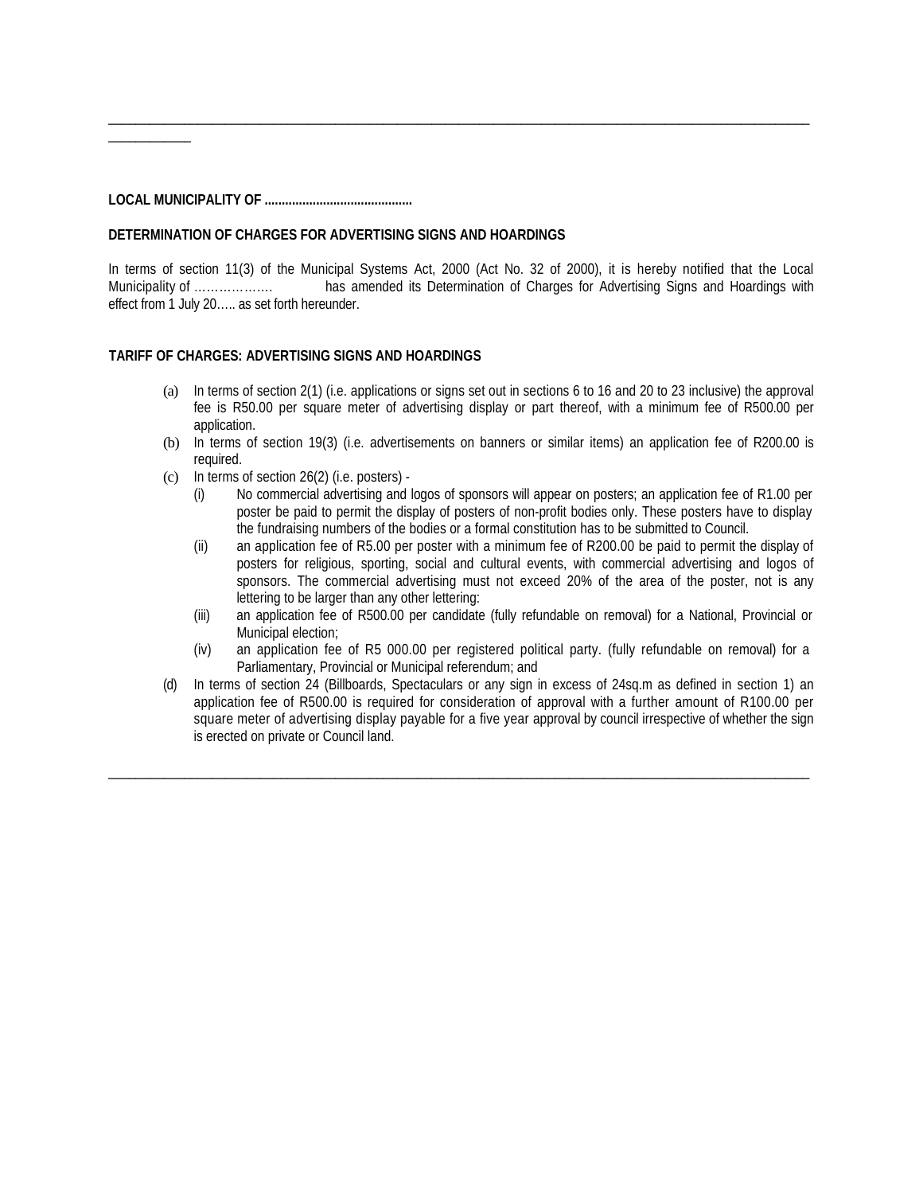**LOCAL MUNICIPALITY OF ..........................................**

**DETERMINATION OF CHARGES FOR ADVERTISING SIGNS AND HOARDINGS**

In terms of section 11(3) of the Municipal Systems Act, 2000 (Act No. 32 of 2000), it is hereby notified that the Local Municipality of ………………. has amended its Determination of Charges for Advertising Signs and Hoardings with effect from 1 July 20….. as set forth hereunder.

**TARIFF OF CHARGES: ADVERTISING SIGNS AND HOARDINGS**

(a) In terms of section 2(1) (i.e. applications or signs set out in sections 6 to 16 and 20 to 23 inclusive) the approval fee is R50.00 per square meter of advertising display or part thereof, with a minimum fee of R500.00 per application.

(b) In terms of section 19(3) (i.e. advertisements on banners or similar items) an application fee of R200.00 is required.

(c) In terms of section 26(2) (i.e. posters) -

  (i) No commercial advertising and logos of sponsors will appear on posters; an application fee of R1.00 per poster be paid to permit the display of posters of non-profit bodies only. These posters have to display the fundraising numbers of the bodies or a formal constitution has to be submitted to Council.

  (ii) an application fee of R5.00 per poster with a minimum fee of R200.00 be paid to permit the display of posters for religious, sporting, social and cultural events, with commercial advertising and logos of sponsors. The commercial advertising must not exceed 20% of the area of the poster, not is any lettering to be larger than any other lettering:

  (iii) an application fee of R500.00 per candidate (fully refundable on removal) for a National, Provincial or Municipal election;

  (iv) an application fee of R5 000.00 per registered political party. (fully refundable on removal) for a Parliamentary, Provincial or Municipal referendum; and

(d) In terms of section 24 (Billboards, Spectaculars or any sign in excess of 24sq.m as defined in section 1) an application fee of R500.00 is required for consideration of approval with a further amount of R100.00 per square meter of advertising display payable for a five year approval by council irrespective of whether the sign is erected on private or Council land.